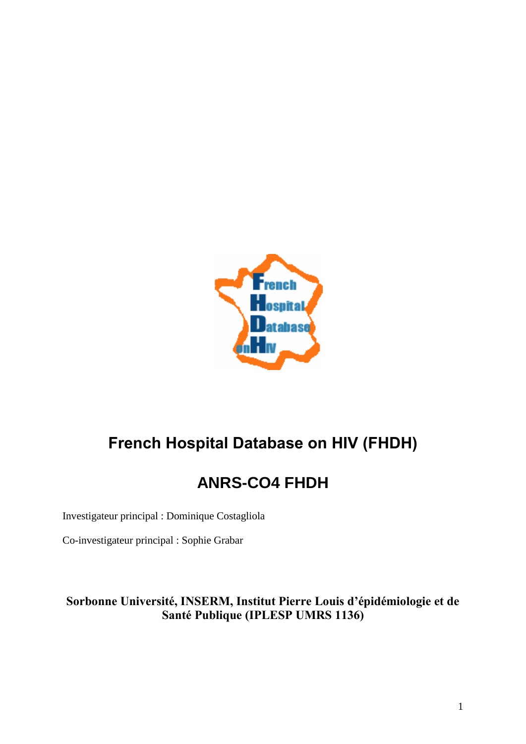# French Hospital Database on HIV (FHDH)

# ANRS-CO4 FHDH

Investigateur principal : Dominique Costagliola

Co-investigateur principal : Sophie Grabar

**Sorbonne Université, INSERM, Institut Pierre Louis d'épidémiologie et de Santé Publique (IPLESP UMRS 1136)**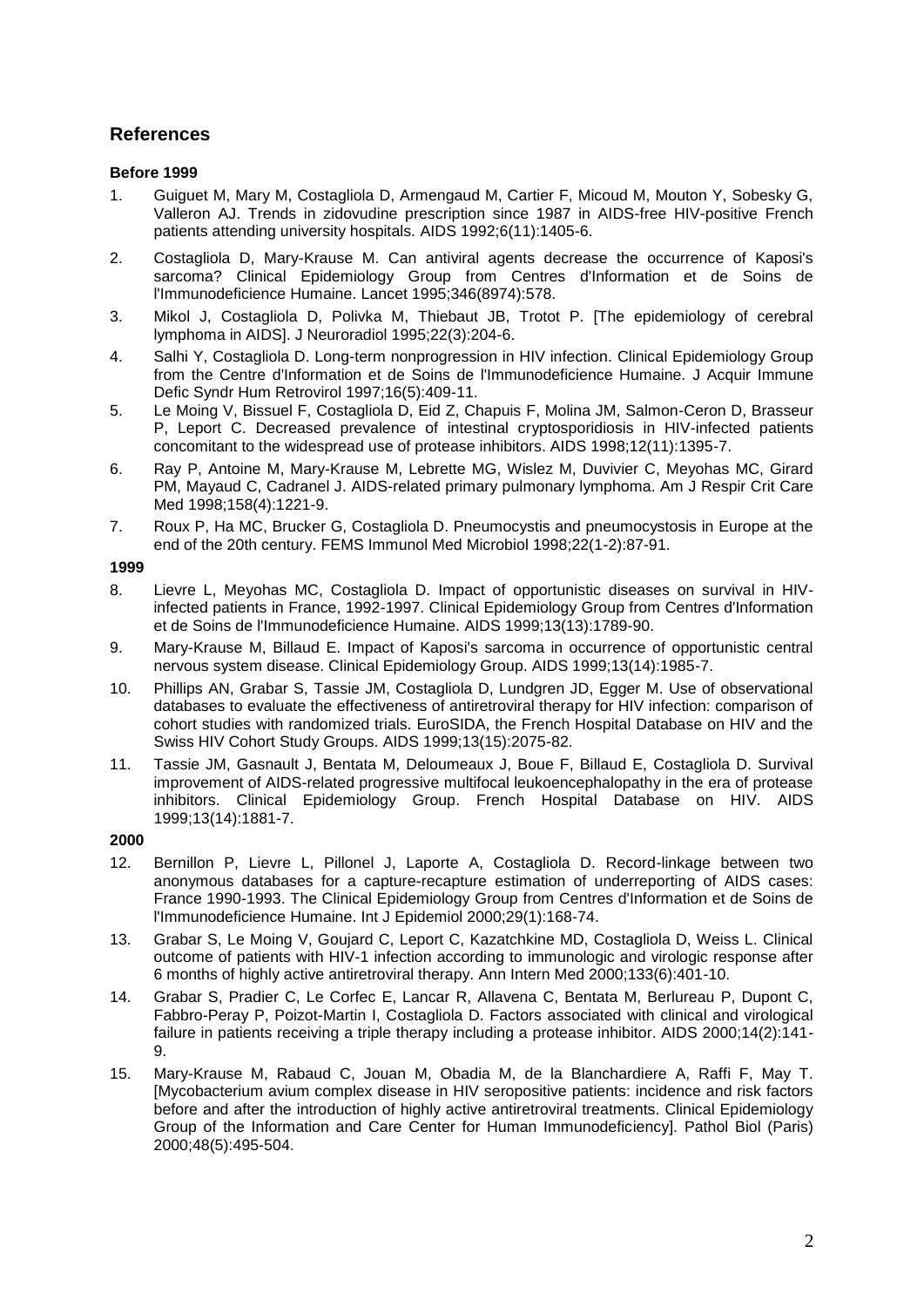## References

### Before 1999

1. Guiguet M, Mary M, Costagliola D, Armengaud M, Cartier F, Micoud M, Mouton Y, Sobesky G, Valleron AJ. Trends in zidovudine prescription since 1987 in AIDS-free HIV-positive French patients attending university hospitals. AIDS 1992;6(11):1405-6.
2. Costagliola D, Mary-Krause M. Can antiviral agents decrease the occurrence of Kaposi's sarcoma? Clinical Epidemiology Group from Centres d'Information et de Soins de l'Immunodeficience Humaine. Lancet 1995;346(8974):578.
3. Mikol J, Costagliola D, Polivka M, Thiebaut JB, Trotot P. [The epidemiology of cerebral lymphoma in AIDS]. J Neuroradiol 1995;22(3):204-6.
4. Salhi Y, Costagliola D. Long-term nonprogression in HIV infection. Clinical Epidemiology Group from the Centre d'Information et de Soins de l'Immunodeficience Humaine. J Acquir Immune Defic Syndr Hum Retrovirol 1997;16(5):409-11.
5. Le Moing V, Bissuel F, Costagliola D, Eid Z, Chapuis F, Molina JM, Salmon-Ceron D, Brasseur P, Leport C. Decreased prevalence of intestinal cryptosporidiosis in HIV-infected patients concomitant to the widespread use of protease inhibitors. AIDS 1998;12(11):1395-7.
6. Ray P, Antoine M, Mary-Krause M, Lebrette MG, Wislez M, Duvivier C, Meyohas MC, Girard PM, Mayaud C, Cadranel J. AIDS-related primary pulmonary lymphoma. Am J Respir Crit Care Med 1998;158(4):1221-9.
7. Roux P, Ha MC, Brucker G, Costagliola D. Pneumocystis and pneumocystosis in Europe at the end of the 20th century. FEMS Immunol Med Microbiol 1998;22(1-2):87-91.

### 1999

8. Lievre L, Meyohas MC, Costagliola D. Impact of opportunistic diseases on survival in HIV-infected patients in France, 1992-1997. Clinical Epidemiology Group from Centres d'Information et de Soins de l'Immunodeficience Humaine. AIDS 1999;13(13):1789-90.
9. Mary-Krause M, Billaud E. Impact of Kaposi's sarcoma in occurrence of opportunistic central nervous system disease. Clinical Epidemiology Group. AIDS 1999;13(14):1985-7.
10. Phillips AN, Grabar S, Tassie JM, Costagliola D, Lundgren JD, Egger M. Use of observational databases to evaluate the effectiveness of antiretroviral therapy for HIV infection: comparison of cohort studies with randomized trials. EuroSIDA, the French Hospital Database on HIV and the Swiss HIV Cohort Study Groups. AIDS 1999;13(15):2075-82.
11. Tassie JM, Gasnault J, Bentata M, Deloumeaux J, Boue F, Billaud E, Costagliola D. Survival improvement of AIDS-related progressive multifocal leukoencephalopathy in the era of protease inhibitors. Clinical Epidemiology Group. French Hospital Database on HIV. AIDS 1999;13(14):1881-7.

### 2000

12. Bernillon P, Lievre L, Pillonel J, Laporte A, Costagliola D. Record-linkage between two anonymous databases for a capture-recapture estimation of underreporting of AIDS cases: France 1990-1993. The Clinical Epidemiology Group from Centres d'Information et de Soins de l'Immunodeficience Humaine. Int J Epidemiol 2000;29(1):168-74.
13. Grabar S, Le Moing V, Goujard C, Leport C, Kazatchkine MD, Costagliola D, Weiss L. Clinical outcome of patients with HIV-1 infection according to immunologic and virologic response after 6 months of highly active antiretroviral therapy. Ann Intern Med 2000;133(6):401-10.
14. Grabar S, Pradier C, Le Corfec E, Lancar R, Allavena C, Bentata M, Berlureau P, Dupont C, Fabbro-Peray P, Poizot-Martin I, Costagliola D. Factors associated with clinical and virological failure in patients receiving a triple therapy including a protease inhibitor. AIDS 2000;14(2):141-9.
15. Mary-Krause M, Rabaud C, Jouan M, Obadia M, de la Blanchardiere A, Raffi F, May T. [Mycobacterium avium complex disease in HIV seropositive patients: incidence and risk factors before and after the introduction of highly active antiretroviral treatments. Clinical Epidemiology Group of the Information and Care Center for Human Immunodeficiency]. Pathol Biol (Paris) 2000;48(5):495-504.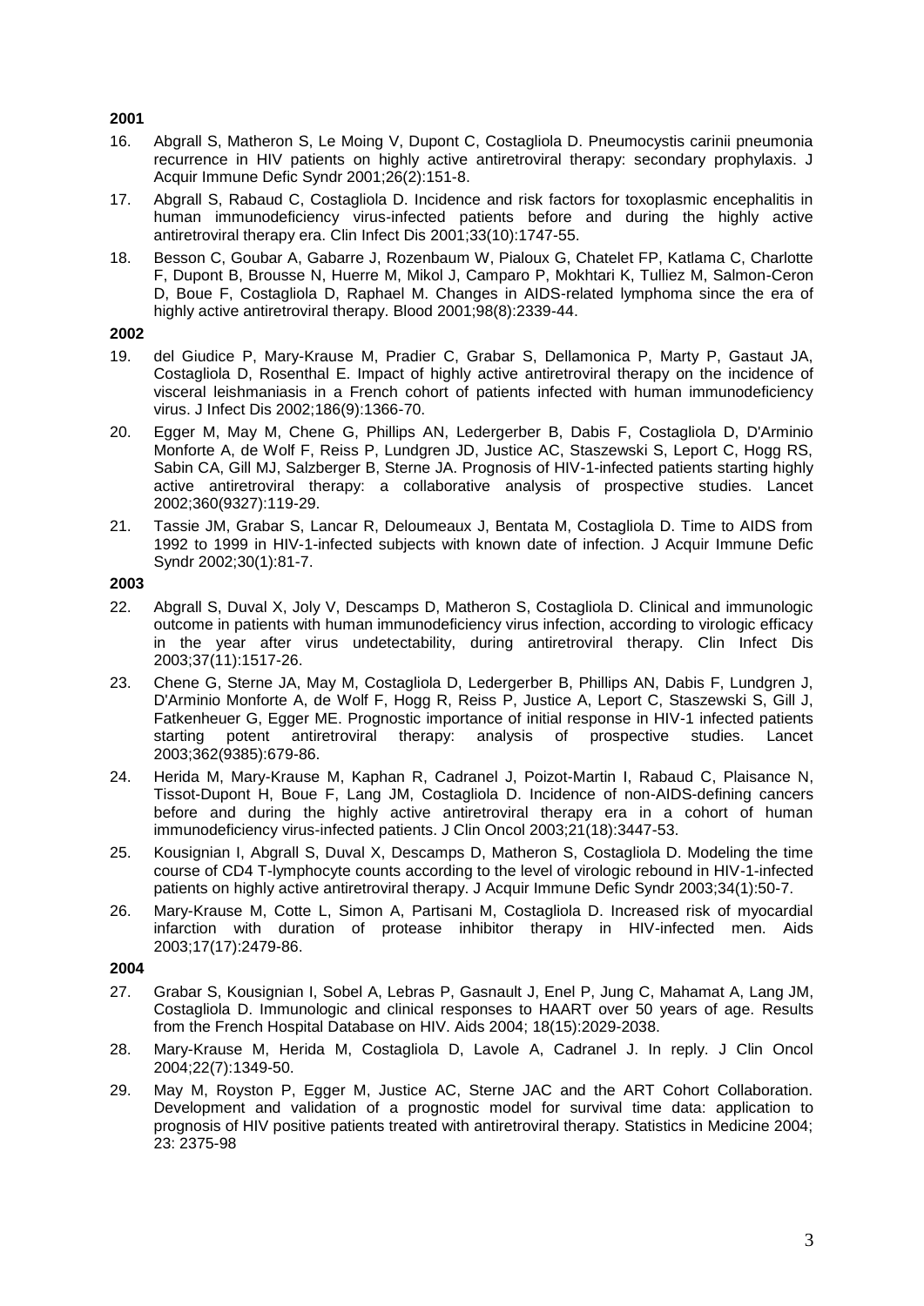**2001**

16. Abgrall S, Matheron S, Le Moing V, Dupont C, Costagliola D. Pneumocystis carinii pneumonia recurrence in HIV patients on highly active antiretroviral therapy: secondary prophylaxis. J Acquir Immune Defic Syndr 2001;26(2):151-8.
17. Abgrall S, Rabaud C, Costagliola D. Incidence and risk factors for toxoplasmic encephalitis in human immunodeficiency virus-infected patients before and during the highly active antiretroviral therapy era. Clin Infect Dis 2001;33(10):1747-55.
18. Besson C, Goubar A, Gabarre J, Rozenbaum W, Pialoux G, Chatelet FP, Katlama C, Charlotte F, Dupont B, Brousse N, Huerre M, Mikol J, Camparo P, Mokhtari K, Tulliez M, Salmon-Ceron D, Boue F, Costagliola D, Raphael M. Changes in AIDS-related lymphoma since the era of highly active antiretroviral therapy. Blood 2001;98(8):2339-44.

**2002**

19. del Giudice P, Mary-Krause M, Pradier C, Grabar S, Dellamonica P, Marty P, Gastaut JA, Costagliola D, Rosenthal E. Impact of highly active antiretroviral therapy on the incidence of visceral leishmaniasis in a French cohort of patients infected with human immunodeficiency virus. J Infect Dis 2002;186(9):1366-70.
20. Egger M, May M, Chene G, Phillips AN, Ledergerber B, Dabis F, Costagliola D, D'Arminio Monforte A, de Wolf F, Reiss P, Lundgren JD, Justice AC, Staszewski S, Leport C, Hogg RS, Sabin CA, Gill MJ, Salzberger B, Sterne JA. Prognosis of HIV-1-infected patients starting highly active antiretroviral therapy: a collaborative analysis of prospective studies. Lancet 2002;360(9327):119-29.
21. Tassie JM, Grabar S, Lancar R, Deloumeaux J, Bentata M, Costagliola D. Time to AIDS from 1992 to 1999 in HIV-1-infected subjects with known date of infection. J Acquir Immune Defic Syndr 2002;30(1):81-7.

**2003**

22. Abgrall S, Duval X, Joly V, Descamps D, Matheron S, Costagliola D. Clinical and immunologic outcome in patients with human immunodeficiency virus infection, according to virologic efficacy in the year after virus undetectability, during antiretroviral therapy. Clin Infect Dis 2003;37(11):1517-26.
23. Chene G, Sterne JA, May M, Costagliola D, Ledergerber B, Phillips AN, Dabis F, Lundgren J, D'Arminio Monforte A, de Wolf F, Hogg R, Reiss P, Justice A, Leport C, Staszewski S, Gill J, Fatkenheuer G, Egger ME. Prognostic importance of initial response in HIV-1 infected patients starting potent antiretroviral therapy: analysis of prospective studies. Lancet 2003;362(9385):679-86.
24. Herida M, Mary-Krause M, Kaphan R, Cadranel J, Poizot-Martin I, Rabaud C, Plaisance N, Tissot-Dupont H, Boue F, Lang JM, Costagliola D. Incidence of non-AIDS-defining cancers before and during the highly active antiretroviral therapy era in a cohort of human immunodeficiency virus-infected patients. J Clin Oncol 2003;21(18):3447-53.
25. Kousignian I, Abgrall S, Duval X, Descamps D, Matheron S, Costagliola D. Modeling the time course of CD4 T-lymphocyte counts according to the level of virologic rebound in HIV-1-infected patients on highly active antiretroviral therapy. J Acquir Immune Defic Syndr 2003;34(1):50-7.
26. Mary-Krause M, Cotte L, Simon A, Partisani M, Costagliola D. Increased risk of myocardial infarction with duration of protease inhibitor therapy in HIV-infected men. Aids 2003;17(17):2479-86.

**2004**

27. Grabar S, Kousignian I, Sobel A, Lebras P, Gasnault J, Enel P, Jung C, Mahamat A, Lang JM, Costagliola D. Immunologic and clinical responses to HAART over 50 years of age. Results from the French Hospital Database on HIV. Aids 2004; 18(15):2029-2038.
28. Mary-Krause M, Herida M, Costagliola D, Lavole A, Cadranel J. In reply. J Clin Oncol 2004;22(7):1349-50.
29. May M, Royston P, Egger M, Justice AC, Sterne JAC and the ART Cohort Collaboration. Development and validation of a prognostic model for survival time data: application to prognosis of HIV positive patients treated with antiretroviral therapy. Statistics in Medicine 2004; 23: 2375-98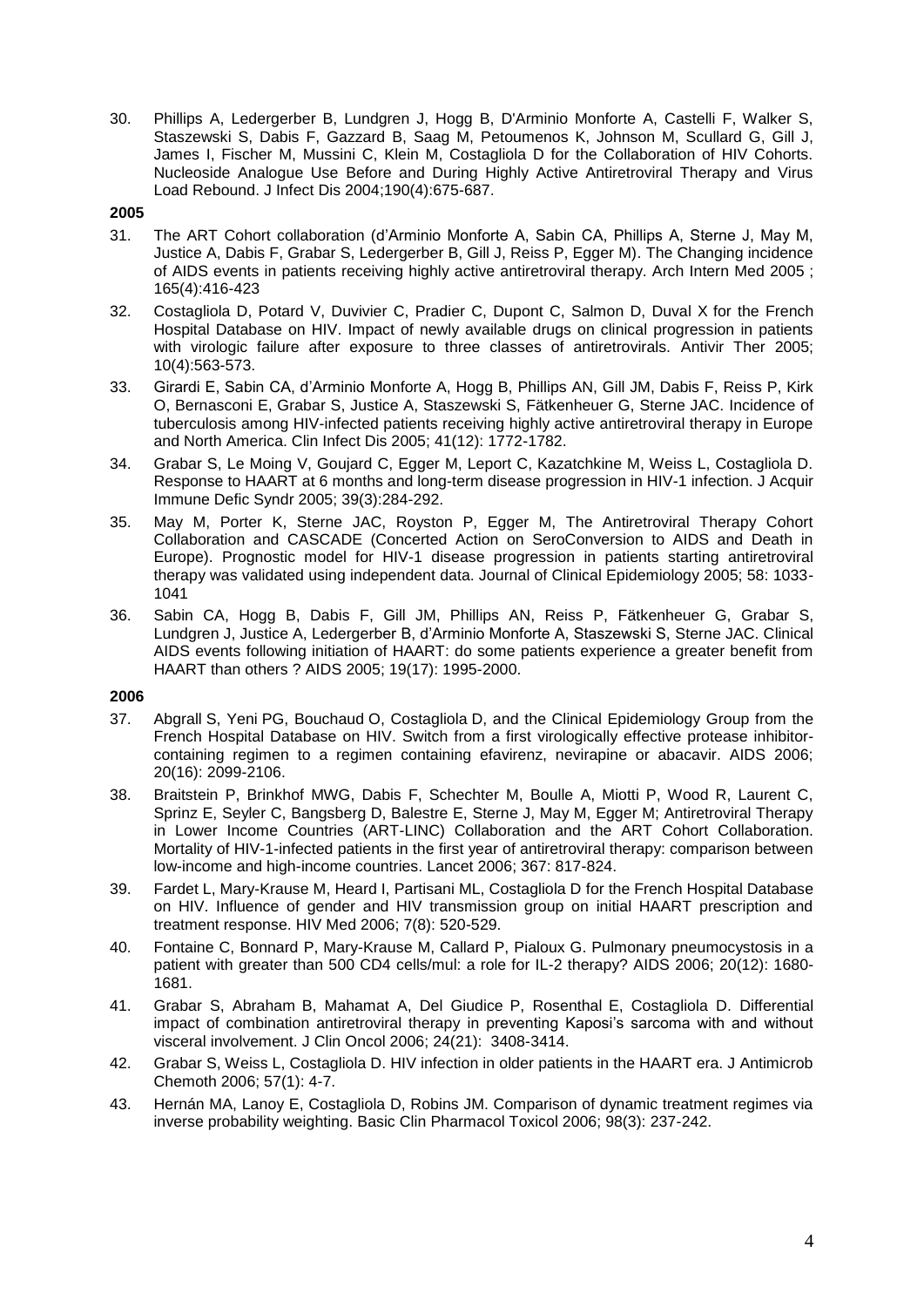30. Phillips A, Ledergerber B, Lundgren J, Hogg B, D'Arminio Monforte A, Castelli F, Walker S, Staszewski S, Dabis F, Gazzard B, Saag M, Petoumenos K, Johnson M, Scullard G, Gill J, James I, Fischer M, Mussini C, Klein M, Costagliola D for the Collaboration of HIV Cohorts. Nucleoside Analogue Use Before and During Highly Active Antiretroviral Therapy and Virus Load Rebound. J Infect Dis 2004;190(4):675-687.

**2005**

31. The ART Cohort collaboration (d'Arminio Monforte A, Sabin CA, Phillips A, Sterne J, May M, Justice A, Dabis F, Grabar S, Ledergerber B, Gill J, Reiss P, Egger M). The Changing incidence of AIDS events in patients receiving highly active antiretroviral therapy. Arch Intern Med 2005 ; 165(4):416-423
32. Costagliola D, Potard V, Duvivier C, Pradier C, Dupont C, Salmon D, Duval X for the French Hospital Database on HIV. Impact of newly available drugs on clinical progression in patients with virologic failure after exposure to three classes of antiretrovirals. Antivir Ther 2005; 10(4):563-573.
33. Girardi E, Sabin CA, d'Arminio Monforte A, Hogg B, Phillips AN, Gill JM, Dabis F, Reiss P, Kirk O, Bernasconi E, Grabar S, Justice A, Staszewski S, Fätkenheuer G, Sterne JAC. Incidence of tuberculosis among HIV-infected patients receiving highly active antiretroviral therapy in Europe and North America. Clin Infect Dis 2005; 41(12): 1772-1782.
34. Grabar S, Le Moing V, Goujard C, Egger M, Leport C, Kazatchkine M, Weiss L, Costagliola D. Response to HAART at 6 months and long-term disease progression in HIV-1 infection. J Acquir Immune Defic Syndr 2005; 39(3):284-292.
35. May M, Porter K, Sterne JAC, Royston P, Egger M, The Antiretroviral Therapy Cohort Collaboration and CASCADE (Concerted Action on SeroConversion to AIDS and Death in Europe). Prognostic model for HIV-1 disease progression in patients starting antiretroviral therapy was validated using independent data. Journal of Clinical Epidemiology 2005; 58: 1033-1041
36. Sabin CA, Hogg B, Dabis F, Gill JM, Phillips AN, Reiss P, Fätkenheuer G, Grabar S, Lundgren J, Justice A, Ledergerber B, d'Arminio Monforte A, Staszewski S, Sterne JAC. Clinical AIDS events following initiation of HAART: do some patients experience a greater benefit from HAART than others ? AIDS 2005; 19(17): 1995-2000.

**2006**

37. Abgrall S, Yeni PG, Bouchaud O, Costagliola D, and the Clinical Epidemiology Group from the French Hospital Database on HIV. Switch from a first virologically effective protease inhibitor-containing regimen to a regimen containing efavirenz, nevirapine or abacavir. AIDS 2006; 20(16): 2099-2106.
38. Braitstein P, Brinkhof MWG, Dabis F, Schechter M, Boulle A, Miotti P, Wood R, Laurent C, Sprinz E, Seyler C, Bangsberg D, Balestre E, Sterne J, May M, Egger M; Antiretroviral Therapy in Lower Income Countries (ART-LINC) Collaboration and the ART Cohort Collaboration. Mortality of HIV-1-infected patients in the first year of antiretroviral therapy: comparison between low-income and high-income countries. Lancet 2006; 367: 817-824.
39. Fardet L, Mary-Krause M, Heard I, Partisani ML, Costagliola D for the French Hospital Database on HIV. Influence of gender and HIV transmission group on initial HAART prescription and treatment response. HIV Med 2006; 7(8): 520-529.
40. Fontaine C, Bonnard P, Mary-Krause M, Callard P, Pialoux G. Pulmonary pneumocystosis in a patient with greater than 500 CD4 cells/mul: a role for IL-2 therapy? AIDS 2006; 20(12): 1680-1681.
41. Grabar S, Abraham B, Mahamat A, Del Giudice P, Rosenthal E, Costagliola D. Differential impact of combination antiretroviral therapy in preventing Kaposi's sarcoma with and without visceral involvement. J Clin Oncol 2006; 24(21): 3408-3414.
42. Grabar S, Weiss L, Costagliola D. HIV infection in older patients in the HAART era. J Antimicrob Chemoth 2006; 57(1): 4-7.
43. Hernán MA, Lanoy E, Costagliola D, Robins JM. Comparison of dynamic treatment regimes via inverse probability weighting. Basic Clin Pharmacol Toxicol 2006; 98(3): 237-242.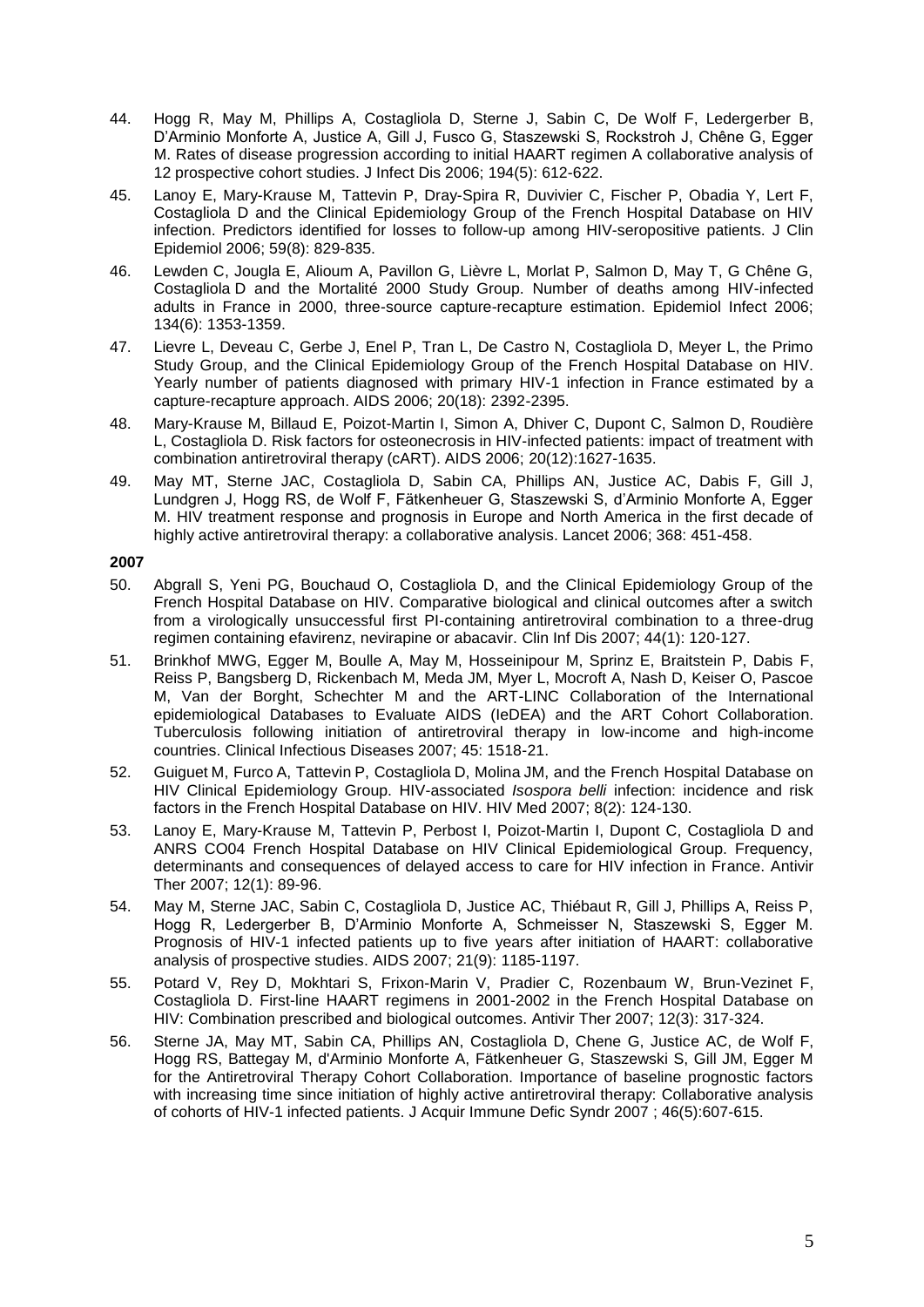44. Hogg R, May M, Phillips A, Costagliola D, Sterne J, Sabin C, De Wolf F, Ledergerber B, D'Arminio Monforte A, Justice A, Gill J, Fusco G, Staszewski S, Rockstroh J, Chêne G, Egger M. Rates of disease progression according to initial HAART regimen A collaborative analysis of 12 prospective cohort studies. J Infect Dis 2006; 194(5): 612-622.

45. Lanoy E, Mary-Krause M, Tattevin P, Dray-Spira R, Duvivier C, Fischer P, Obadia Y, Lert F, Costagliola D and the Clinical Epidemiology Group of the French Hospital Database on HIV infection. Predictors identified for losses to follow-up among HIV-seropositive patients. J Clin Epidemiol 2006; 59(8): 829-835.

46. Lewden C, Jougla E, Alioum A, Pavillon G, Lièvre L, Morlat P, Salmon D, May T, G Chêne G, Costagliola D and the Mortalité 2000 Study Group. Number of deaths among HIV-infected adults in France in 2000, three-source capture-recapture estimation. Epidemiol Infect 2006; 134(6): 1353-1359.

47. Lievre L, Deveau C, Gerbe J, Enel P, Tran L, De Castro N, Costagliola D, Meyer L, the Primo Study Group, and the Clinical Epidemiology Group of the French Hospital Database on HIV. Yearly number of patients diagnosed with primary HIV-1 infection in France estimated by a capture-recapture approach. AIDS 2006; 20(18): 2392-2395.

48. Mary-Krause M, Billaud E, Poizot-Martin I, Simon A, Dhiver C, Dupont C, Salmon D, Roudière L, Costagliola D. Risk factors for osteonecrosis in HIV-infected patients: impact of treatment with combination antiretroviral therapy (cART). AIDS 2006; 20(12):1627-1635.

49. May MT, Sterne JAC, Costagliola D, Sabin CA, Phillips AN, Justice AC, Dabis F, Gill J, Lundgren J, Hogg RS, de Wolf F, Fätkenheuer G, Staszewski S, d'Arminio Monforte A, Egger M. HIV treatment response and prognosis in Europe and North America in the first decade of highly active antiretroviral therapy: a collaborative analysis. Lancet 2006; 368: 451-458.

**2007**

50. Abgrall S, Yeni PG, Bouchaud O, Costagliola D, and the Clinical Epidemiology Group of the French Hospital Database on HIV. Comparative biological and clinical outcomes after a switch from a virologically unsuccessful first PI-containing antiretroviral combination to a three-drug regimen containing efavirenz, nevirapine or abacavir. Clin Inf Dis 2007; 44(1): 120-127.

51. Brinkhof MWG, Egger M, Boulle A, May M, Hosseinipour M, Sprinz E, Braitstein P, Dabis F, Reiss P, Bangsberg D, Rickenbach M, Meda JM, Myer L, Mocroft A, Nash D, Keiser O, Pascoe M, Van der Borght, Schechter M and the ART-LINC Collaboration of the International epidemiological Databases to Evaluate AIDS (IeDEA) and the ART Cohort Collaboration. Tuberculosis following initiation of antiretroviral therapy in low-income and high-income countries. Clinical Infectious Diseases 2007; 45: 1518-21.

52. Guiguet M, Furco A, Tattevin P, Costagliola D, Molina JM, and the French Hospital Database on HIV Clinical Epidemiology Group. HIV-associated *Isospora belli* infection: incidence and risk factors in the French Hospital Database on HIV. HIV Med 2007; 8(2): 124-130.

53. Lanoy E, Mary-Krause M, Tattevin P, Perbost I, Poizot-Martin I, Dupont C, Costagliola D and ANRS CO04 French Hospital Database on HIV Clinical Epidemiological Group. Frequency, determinants and consequences of delayed access to care for HIV infection in France. Antivir Ther 2007; 12(1): 89-96.

54. May M, Sterne JAC, Sabin C, Costagliola D, Justice AC, Thiébaut R, Gill J, Phillips A, Reiss P, Hogg R, Ledergerber B, D'Arminio Monforte A, Schmeisser N, Staszewski S, Egger M. Prognosis of HIV-1 infected patients up to five years after initiation of HAART: collaborative analysis of prospective studies. AIDS 2007; 21(9): 1185-1197.

55. Potard V, Rey D, Mokhtari S, Frixon-Marin V, Pradier C, Rozenbaum W, Brun-Vezinet F, Costagliola D. First-line HAART regimens in 2001-2002 in the French Hospital Database on HIV: Combination prescribed and biological outcomes. Antivir Ther 2007; 12(3): 317-324.

56. Sterne JA, May MT, Sabin CA, Phillips AN, Costagliola D, Chene G, Justice AC, de Wolf F, Hogg RS, Battegay M, d'Arminio Monforte A, Fätkenheuer G, Staszewski S, Gill JM, Egger M for the Antiretroviral Therapy Cohort Collaboration. Importance of baseline prognostic factors with increasing time since initiation of highly active antiretroviral therapy: Collaborative analysis of cohorts of HIV-1 infected patients. J Acquir Immune Defic Syndr 2007 ; 46(5):607-615.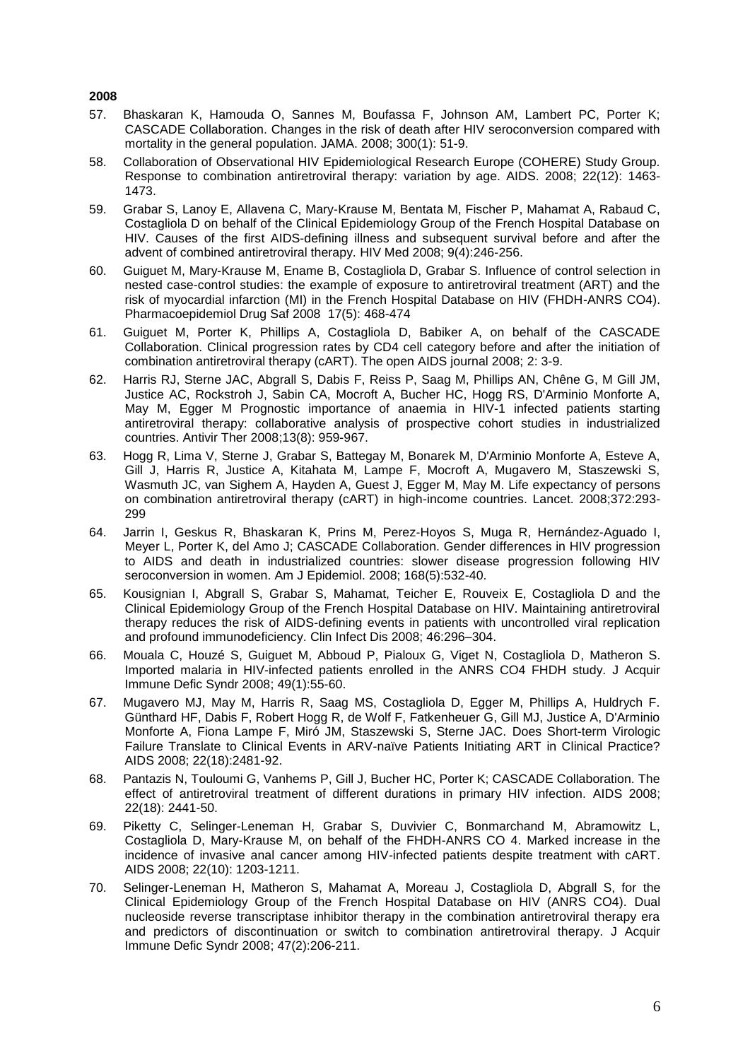**2008**

57. Bhaskaran K, Hamouda O, Sannes M, Boufassa F, Johnson AM, Lambert PC, Porter K; CASCADE Collaboration. Changes in the risk of death after HIV seroconversion compared with mortality in the general population. JAMA. 2008; 300(1): 51-9.

58. Collaboration of Observational HIV Epidemiological Research Europe (COHERE) Study Group. Response to combination antiretroviral therapy: variation by age. AIDS. 2008; 22(12): 1463-1473.

59. Grabar S, Lanoy E, Allavena C, Mary-Krause M, Bentata M, Fischer P, Mahamat A, Rabaud C, Costagliola D on behalf of the Clinical Epidemiology Group of the French Hospital Database on HIV. Causes of the first AIDS-defining illness and subsequent survival before and after the advent of combined antiretroviral therapy. HIV Med 2008; 9(4):246-256.

60. Guiguet M, Mary-Krause M, Ename B, Costagliola D, Grabar S. Influence of control selection in nested case-control studies: the example of exposure to antiretroviral treatment (ART) and the risk of myocardial infarction (MI) in the French Hospital Database on HIV (FHDH-ANRS CO4). Pharmacoepidemiol Drug Saf 2008 17(5): 468-474

61. Guiguet M, Porter K, Phillips A, Costagliola D, Babiker A, on behalf of the CASCADE Collaboration. Clinical progression rates by CD4 cell category before and after the initiation of combination antiretroviral therapy (cART). The open AIDS journal 2008; 2: 3-9.

62. Harris RJ, Sterne JAC, Abgrall S, Dabis F, Reiss P, Saag M, Phillips AN, Chêne G, M Gill JM, Justice AC, Rockstroh J, Sabin CA, Mocroft A, Bucher HC, Hogg RS, D'Arminio Monforte A, May M, Egger M Prognostic importance of anaemia in HIV-1 infected patients starting antiretroviral therapy: collaborative analysis of prospective cohort studies in industrialized countries. Antivir Ther 2008;13(8): 959-967.

63. Hogg R, Lima V, Sterne J, Grabar S, Battegay M, Bonarek M, D'Arminio Monforte A, Esteve A, Gill J, Harris R, Justice A, Kitahata M, Lampe F, Mocroft A, Mugavero M, Staszewski S, Wasmuth JC, van Sighem A, Hayden A, Guest J, Egger M, May M. Life expectancy of persons on combination antiretroviral therapy (cART) in high-income countries. Lancet. 2008;372:293-299

64. Jarrin I, Geskus R, Bhaskaran K, Prins M, Perez-Hoyos S, Muga R, Hernández-Aguado I, Meyer L, Porter K, del Amo J; CASCADE Collaboration. Gender differences in HIV progression to AIDS and death in industrialized countries: slower disease progression following HIV seroconversion in women. Am J Epidemiol. 2008; 168(5):532-40.

65. Kousignian I, Abgrall S, Grabar S, Mahamat, Teicher E, Rouveix E, Costagliola D and the Clinical Epidemiology Group of the French Hospital Database on HIV. Maintaining antiretroviral therapy reduces the risk of AIDS-defining events in patients with uncontrolled viral replication and profound immunodeficiency. Clin Infect Dis 2008; 46:296–304.

66. Mouala C, Houzé S, Guiguet M, Abboud P, Pialoux G, Viget N, Costagliola D, Matheron S. Imported malaria in HIV-infected patients enrolled in the ANRS CO4 FHDH study. J Acquir Immune Defic Syndr 2008; 49(1):55-60.

67. Mugavero MJ, May M, Harris R, Saag MS, Costagliola D, Egger M, Phillips A, Huldrych F. Günthard HF, Dabis F, Robert Hogg R, de Wolf F, Fatkenheuer G, Gill MJ, Justice A, D'Arminio Monforte A, Fiona Lampe F, Miró JM, Staszewski S, Sterne JAC. Does Short-term Virologic Failure Translate to Clinical Events in ARV-naïve Patients Initiating ART in Clinical Practice? AIDS 2008; 22(18):2481-92.

68. Pantazis N, Touloumi G, Vanhems P, Gill J, Bucher HC, Porter K; CASCADE Collaboration. The effect of antiretroviral treatment of different durations in primary HIV infection. AIDS 2008; 22(18): 2441-50.

69. Piketty C, Selinger-Leneman H, Grabar S, Duvivier C, Bonmarchand M, Abramowitz L, Costagliola D, Mary-Krause M, on behalf of the FHDH-ANRS CO 4. Marked increase in the incidence of invasive anal cancer among HIV-infected patients despite treatment with cART. AIDS 2008; 22(10): 1203-1211.

70. Selinger-Leneman H, Matheron S, Mahamat A, Moreau J, Costagliola D, Abgrall S, for the Clinical Epidemiology Group of the French Hospital Database on HIV (ANRS CO4). Dual nucleoside reverse transcriptase inhibitor therapy in the combination antiretroviral therapy era and predictors of discontinuation or switch to combination antiretroviral therapy. J Acquir Immune Defic Syndr 2008; 47(2):206-211.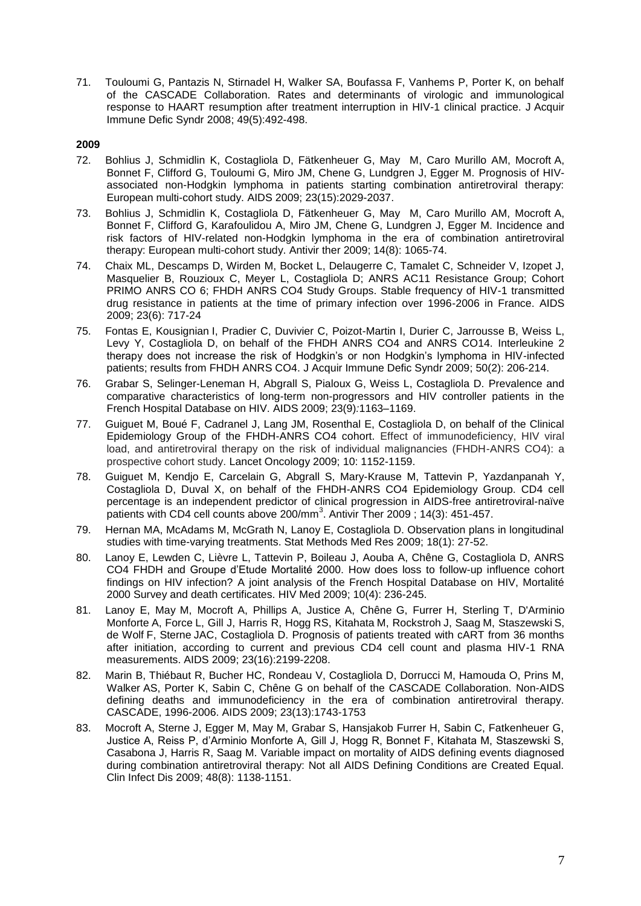71. Touloumi G, Pantazis N, Stirnadel H, Walker SA, Boufassa F, Vanhems P, Porter K, on behalf of the CASCADE Collaboration. Rates and determinants of virologic and immunological response to HAART resumption after treatment interruption in HIV-1 clinical practice. J Acquir Immune Defic Syndr 2008; 49(5):492-498.

**2009**

72. Bohlius J, Schmidlin K, Costagliola D, Fätkenheuer G, May M, Caro Murillo AM, Mocroft A, Bonnet F, Clifford G, Touloumi G, Miro JM, Chene G, Lundgren J, Egger M. Prognosis of HIV-associated non-Hodgkin lymphoma in patients starting combination antiretroviral therapy: European multi-cohort study. AIDS 2009; 23(15):2029-2037.
73. Bohlius J, Schmidlin K, Costagliola D, Fätkenheuer G, May M, Caro Murillo AM, Mocroft A, Bonnet F, Clifford G, Karafoulidou A, Miro JM, Chene G, Lundgren J, Egger M. Incidence and risk factors of HIV-related non-Hodgkin lymphoma in the era of combination antiretroviral therapy: European multi-cohort study. Antivir ther 2009; 14(8): 1065-74.
74. Chaix ML, Descamps D, Wirden M, Bocket L, Delaugerre C, Tamalet C, Schneider V, Izopet J, Masquelier B, Rouzioux C, Meyer L, Costagliola D; ANRS AC11 Resistance Group; Cohort PRIMO ANRS CO 6; FHDH ANRS CO4 Study Groups. Stable frequency of HIV-1 transmitted drug resistance in patients at the time of primary infection over 1996-2006 in France. AIDS 2009; 23(6): 717-24
75. Fontas E, Kousignian I, Pradier C, Duvivier C, Poizot-Martin I, Durier C, Jarrousse B, Weiss L, Levy Y, Costagliola D, on behalf of the FHDH ANRS CO4 and ANRS CO14. Interleukine 2 therapy does not increase the risk of Hodgkin's or non Hodgkin's lymphoma in HIV-infected patients; results from FHDH ANRS CO4. J Acquir Immune Defic Syndr 2009; 50(2): 206-214.
76. Grabar S, Selinger-Leneman H, Abgrall S, Pialoux G, Weiss L, Costagliola D. Prevalence and comparative characteristics of long-term non-progressors and HIV controller patients in the French Hospital Database on HIV. AIDS 2009; 23(9):1163–1169.
77. Guiguet M, Boué F, Cadranel J, Lang JM, Rosenthal E, Costagliola D, on behalf of the Clinical Epidemiology Group of the FHDH-ANRS CO4 cohort. Effect of immunodeficiency, HIV viral load, and antiretroviral therapy on the risk of individual malignancies (FHDH-ANRS CO4): a prospective cohort study. Lancet Oncology 2009; 10: 1152-1159.
78. Guiguet M, Kendjo E, Carcelain G, Abgrall S, Mary-Krause M, Tattevin P, Yazdanpanah Y, Costagliola D, Duval X, on behalf of the FHDH-ANRS CO4 Epidemiology Group. CD4 cell percentage is an independent predictor of clinical progression in AIDS-free antiretroviral-naïve patients with CD4 cell counts above 200/mm$^3$. Antivir Ther 2009 ; 14(3): 451-457.
79. Hernan MA, McAdams M, McGrath N, Lanoy E, Costagliola D. Observation plans in longitudinal studies with time-varying treatments. Stat Methods Med Res 2009; 18(1): 27-52.
80. Lanoy E, Lewden C, Lièvre L, Tattevin P, Boileau J, Aouba A, Chêne G, Costagliola D, ANRS CO4 FHDH and Groupe d'Etude Mortalité 2000. How does loss to follow-up influence cohort findings on HIV infection? A joint analysis of the French Hospital Database on HIV, Mortalité 2000 Survey and death certificates. HIV Med 2009; 10(4): 236-245.
81. Lanoy E, May M, Mocroft A, Phillips A, Justice A, Chêne G, Furrer H, Sterling T, D'Arminio Monforte A, Force L, Gill J, Harris R, Hogg RS, Kitahata M, Rockstroh J, Saag M, Staszewski S, de Wolf F, Sterne JAC, Costagliola D. Prognosis of patients treated with cART from 36 months after initiation, according to current and previous CD4 cell count and plasma HIV-1 RNA measurements. AIDS 2009; 23(16):2199-2208.
82. Marin B, Thiébaut R, Bucher HC, Rondeau V, Costagliola D, Dorrucci M, Hamouda O, Prins M, Walker AS, Porter K, Sabin C, Chêne G on behalf of the CASCADE Collaboration. Non-AIDS defining deaths and immunodeficiency in the era of combination antiretroviral therapy. CASCADE, 1996-2006. AIDS 2009; 23(13):1743-1753
83. Mocroft A, Sterne J, Egger M, May M, Grabar S, Hansjakob Furrer H, Sabin C, Fatkenheuer G, Justice A, Reiss P, d'Arminio Monforte A, Gill J, Hogg R, Bonnet F, Kitahata M, Staszewski S, Casabona J, Harris R, Saag M. Variable impact on mortality of AIDS defining events diagnosed during combination antiretroviral therapy: Not all AIDS Defining Conditions are Created Equal. Clin Infect Dis 2009; 48(8): 1138-1151.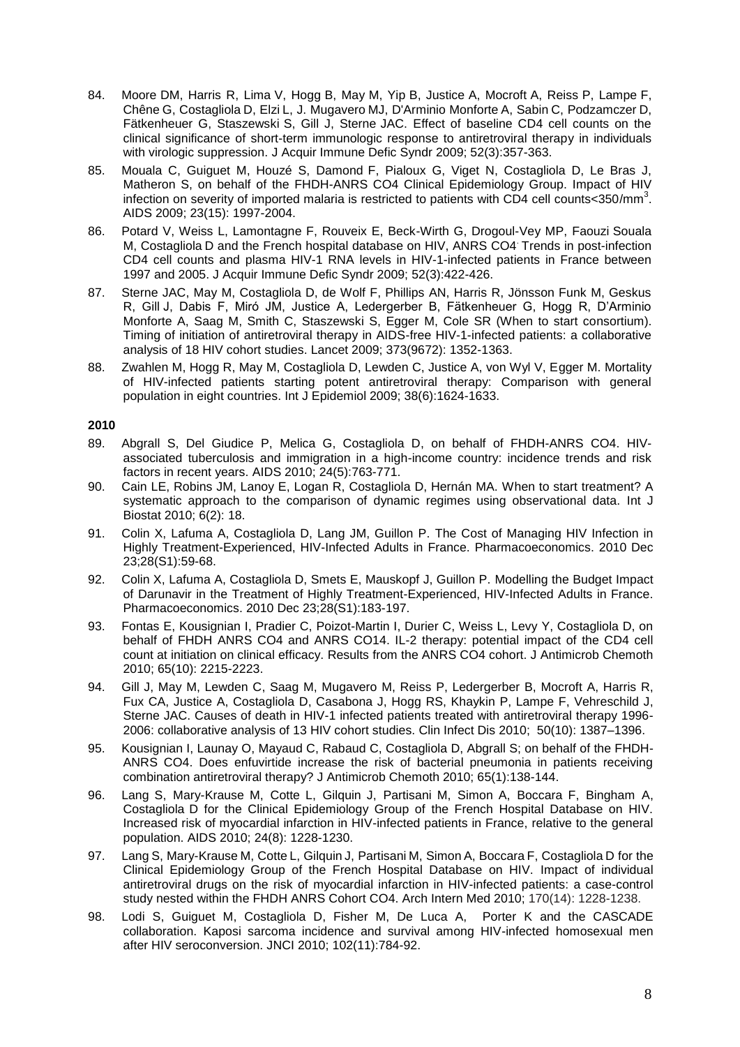84. Moore DM, Harris R, Lima V, Hogg B, May M, Yip B, Justice A, Mocroft A, Reiss P, Lampe F, Chêne G, Costagliola D, Elzi L, J. Mugavero MJ, D'Arminio Monforte A, Sabin C, Podzamczer D, Fätkenheuer G, Staszewski S, Gill J, Sterne JAC. Effect of baseline CD4 cell counts on the clinical significance of short-term immunologic response to antiretroviral therapy in individuals with virologic suppression. J Acquir Immune Defic Syndr 2009; 52(3):357-363.

85. Mouala C, Guiguet M, Houzé S, Damond F, Pialoux G, Viget N, Costagliola D, Le Bras J, Matheron S, on behalf of the FHDH-ANRS CO4 Clinical Epidemiology Group. Impact of HIV infection on severity of imported malaria is restricted to patients with CD4 cell counts<350/mm$^3$. AIDS 2009; 23(15): 1997-2004.

86. Potard V, Weiss L, Lamontagne F, Rouveix E, Beck-Wirth G, Drogoul-Vey MP, Faouzi Souala M, Costagliola D and the French hospital database on HIV, ANRS CO4. Trends in post-infection CD4 cell counts and plasma HIV-1 RNA levels in HIV-1-infected patients in France between 1997 and 2005. J Acquir Immune Defic Syndr 2009; 52(3):422-426.

87. Sterne JAC, May M, Costagliola D, de Wolf F, Phillips AN, Harris R, Jönsson Funk M, Geskus R, Gill J, Dabis F, Miró JM, Justice A, Ledergerber B, Fätkenheuer G, Hogg R, D'Arminio Monforte A, Saag M, Smith C, Staszewski S, Egger M, Cole SR (When to start consortium). Timing of initiation of antiretroviral therapy in AIDS-free HIV-1-infected patients: a collaborative analysis of 18 HIV cohort studies. Lancet 2009; 373(9672): 1352-1363.

88. Zwahlen M, Hogg R, May M, Costagliola D, Lewden C, Justice A, von Wyl V, Egger M. Mortality of HIV-infected patients starting potent antiretroviral therapy: Comparison with general population in eight countries. Int J Epidemiol 2009; 38(6):1624-1633.

**2010**

89. Abgrall S, Del Giudice P, Melica G, Costagliola D, on behalf of FHDH-ANRS CO4. HIV-associated tuberculosis and immigration in a high-income country: incidence trends and risk factors in recent years. AIDS 2010; 24(5):763-771.

90. Cain LE, Robins JM, Lanoy E, Logan R, Costagliola D, Hernán MA. When to start treatment? A systematic approach to the comparison of dynamic regimes using observational data. Int J Biostat 2010; 6(2): 18.

91. Colin X, Lafuma A, Costagliola D, Lang JM, Guillon P. The Cost of Managing HIV Infection in Highly Treatment-Experienced, HIV-Infected Adults in France. Pharmacoeconomics. 2010 Dec 23;28(S1):59-68.

92. Colin X, Lafuma A, Costagliola D, Smets E, Mauskopf J, Guillon P. Modelling the Budget Impact of Darunavir in the Treatment of Highly Treatment-Experienced, HIV-Infected Adults in France. Pharmacoeconomics. 2010 Dec 23;28(S1):183-197.

93. Fontas E, Kousignian I, Pradier C, Poizot-Martin I, Durier C, Weiss L, Levy Y, Costagliola D, on behalf of FHDH ANRS CO4 and ANRS CO14. IL-2 therapy: potential impact of the CD4 cell count at initiation on clinical efficacy. Results from the ANRS CO4 cohort. J Antimicrob Chemoth 2010; 65(10): 2215-2223.

94. Gill J, May M, Lewden C, Saag M, Mugavero M, Reiss P, Ledergerber B, Mocroft A, Harris R, Fux CA, Justice A, Costagliola D, Casabona J, Hogg RS, Khaykin P, Lampe F, Vehreschild J, Sterne JAC. Causes of death in HIV-1 infected patients treated with antiretroviral therapy 1996-2006: collaborative analysis of 13 HIV cohort studies. Clin Infect Dis 2010; 50(10): 1387–1396.

95. Kousignian I, Launay O, Mayaud C, Rabaud C, Costagliola D, Abgrall S; on behalf of the FHDH-ANRS CO4. Does enfuvirtide increase the risk of bacterial pneumonia in patients receiving combination antiretroviral therapy? J Antimicrob Chemoth 2010; 65(1):138-144.

96. Lang S, Mary-Krause M, Cotte L, Gilquin J, Partisani M, Simon A, Boccara F, Bingham A, Costagliola D for the Clinical Epidemiology Group of the French Hospital Database on HIV. Increased risk of myocardial infarction in HIV-infected patients in France, relative to the general population. AIDS 2010; 24(8): 1228-1230.

97. Lang S, Mary-Krause M, Cotte L, Gilquin J, Partisani M, Simon A, Boccara F, Costagliola D for the Clinical Epidemiology Group of the French Hospital Database on HIV. Impact of individual antiretroviral drugs on the risk of myocardial infarction in HIV-infected patients: a case-control study nested within the FHDH ANRS Cohort CO4. Arch Intern Med 2010; 170(14): 1228-1238.

98. Lodi S, Guiguet M, Costagliola D, Fisher M, De Luca A, Porter K and the CASCADE collaboration. Kaposi sarcoma incidence and survival among HIV-infected homosexual men after HIV seroconversion. JNCI 2010; 102(11):784-92.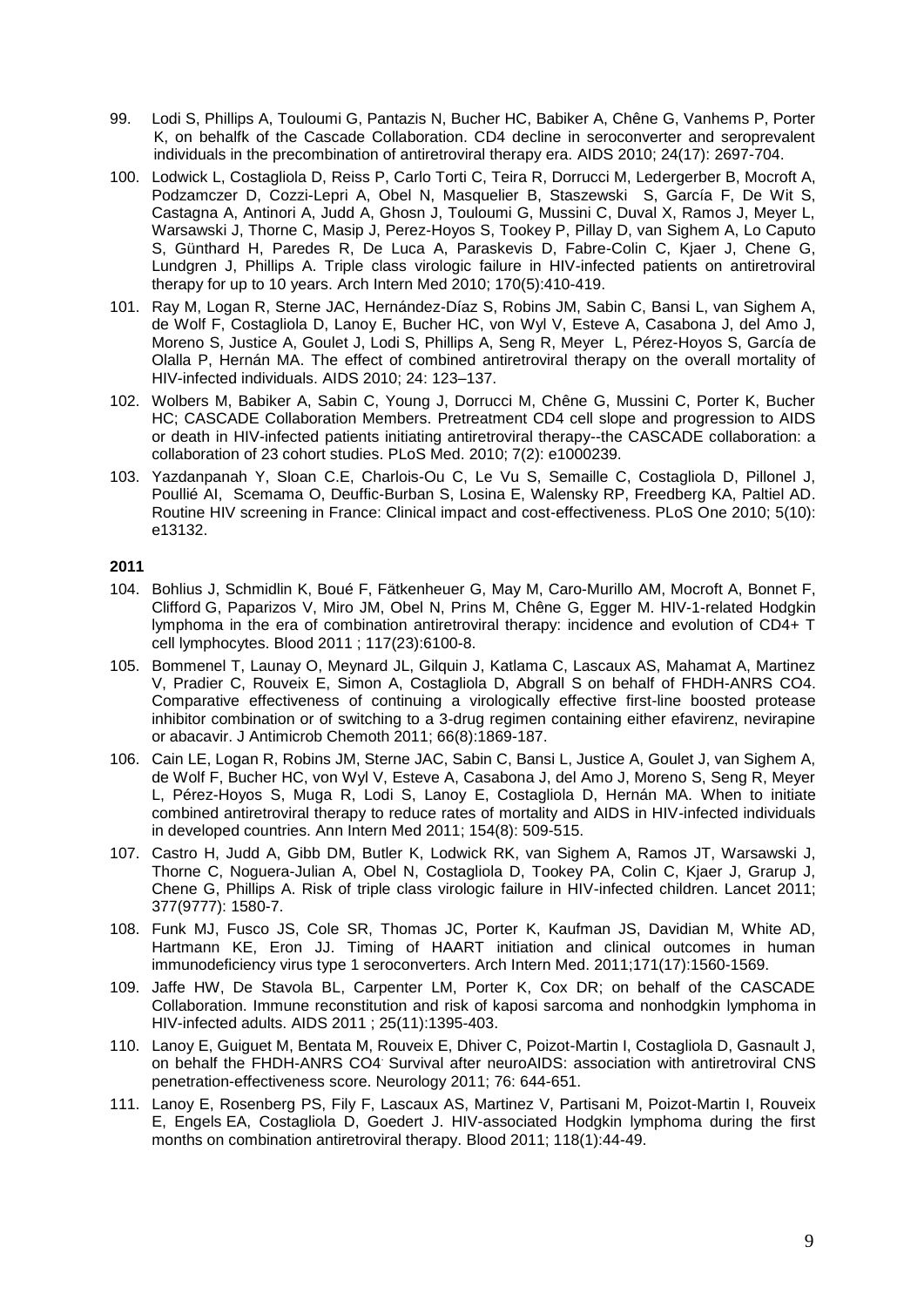99. Lodi S, Phillips A, Touloumi G, Pantazis N, Bucher HC, Babiker A, Chêne G, Vanhems P, Porter K, on behalfk of the Cascade Collaboration. CD4 decline in seroconverter and seroprevalent individuals in the precombination of antiretroviral therapy era. AIDS 2010; 24(17): 2697-704.

100. Lodwick L, Costagliola D, Reiss P, Carlo Torti C, Teira R, Dorrucci M, Ledergerber B, Mocroft A, Podzamczer D, Cozzi-Lepri A, Obel N, Masquelier B, Staszewski S, García F, De Wit S, Castagna A, Antinori A, Judd A, Ghosn J, Touloumi G, Mussini C, Duval X, Ramos J, Meyer L, Warsawski J, Thorne C, Masip J, Perez-Hoyos S, Tookey P, Pillay D, van Sighem A, Lo Caputo S, Günthard H, Paredes R, De Luca A, Paraskevis D, Fabre-Colin C, Kjaer J, Chene G, Lundgren J, Phillips A. Triple class virologic failure in HIV-infected patients on antiretroviral therapy for up to 10 years. Arch Intern Med 2010; 170(5):410-419.

101. Ray M, Logan R, Sterne JAC, Hernández-Díaz S, Robins JM, Sabin C, Bansi L, van Sighem A, de Wolf F, Costagliola D, Lanoy E, Bucher HC, von Wyl V, Esteve A, Casabona J, del Amo J, Moreno S, Justice A, Goulet J, Lodi S, Phillips A, Seng R, Meyer L, Pérez-Hoyos S, García de Olalla P, Hernán MA. The effect of combined antiretroviral therapy on the overall mortality of HIV-infected individuals. AIDS 2010; 24: 123–137.

102. Wolbers M, Babiker A, Sabin C, Young J, Dorrucci M, Chêne G, Mussini C, Porter K, Bucher HC; CASCADE Collaboration Members. Pretreatment CD4 cell slope and progression to AIDS or death in HIV-infected patients initiating antiretroviral therapy--the CASCADE collaboration: a collaboration of 23 cohort studies. PLoS Med. 2010; 7(2): e1000239.

103. Yazdanpanah Y, Sloan C.E, Charlois-Ou C, Le Vu S, Semaille C, Costagliola D, Pillonel J, Poullié AI, Scemama O, Deuffic-Burban S, Losina E, Walensky RP, Freedberg KA, Paltiel AD. Routine HIV screening in France: Clinical impact and cost-effectiveness. PLoS One 2010; 5(10): e13132.

**2011**

104. Bohlius J, Schmidlin K, Boué F, Fätkenheuer G, May M, Caro-Murillo AM, Mocroft A, Bonnet F, Clifford G, Paparizos V, Miro JM, Obel N, Prins M, Chêne G, Egger M. HIV-1-related Hodgkin lymphoma in the era of combination antiretroviral therapy: incidence and evolution of CD4+ T cell lymphocytes. Blood 2011 ; 117(23):6100-8.

105. Bommenel T, Launay O, Meynard JL, Gilquin J, Katlama C, Lascaux AS, Mahamat A, Martinez V, Pradier C, Rouveix E, Simon A, Costagliola D, Abgrall S on behalf of FHDH-ANRS CO4. Comparative effectiveness of continuing a virologically effective first-line boosted protease inhibitor combination or of switching to a 3-drug regimen containing either efavirenz, nevirapine or abacavir. J Antimicrob Chemoth 2011; 66(8):1869-187.

106. Cain LE, Logan R, Robins JM, Sterne JAC, Sabin C, Bansi L, Justice A, Goulet J, van Sighem A, de Wolf F, Bucher HC, von Wyl V, Esteve A, Casabona J, del Amo J, Moreno S, Seng R, Meyer L, Pérez-Hoyos S, Muga R, Lodi S, Lanoy E, Costagliola D, Hernán MA. When to initiate combined antiretroviral therapy to reduce rates of mortality and AIDS in HIV-infected individuals in developed countries. Ann Intern Med 2011; 154(8): 509-515.

107. Castro H, Judd A, Gibb DM, Butler K, Lodwick RK, van Sighem A, Ramos JT, Warsawski J, Thorne C, Noguera-Julian A, Obel N, Costagliola D, Tookey PA, Colin C, Kjaer J, Grarup J, Chene G, Phillips A. Risk of triple class virologic failure in HIV-infected children. Lancet 2011; 377(9777): 1580-7.

108. Funk MJ, Fusco JS, Cole SR, Thomas JC, Porter K, Kaufman JS, Davidian M, White AD, Hartmann KE, Eron JJ. Timing of HAART initiation and clinical outcomes in human immunodeficiency virus type 1 seroconverters. Arch Intern Med. 2011;171(17):1560-1569.

109. Jaffe HW, De Stavola BL, Carpenter LM, Porter K, Cox DR; on behalf of the CASCADE Collaboration. Immune reconstitution and risk of kaposi sarcoma and nonhodgkin lymphoma in HIV-infected adults. AIDS 2011 ; 25(11):1395-403.

110. Lanoy E, Guiguet M, Bentata M, Rouveix E, Dhiver C, Poizot-Martin I, Costagliola D, Gasnault J, on behalf the FHDH-ANRS CO4. Survival after neuroAIDS: association with antiretroviral CNS penetration-effectiveness score. Neurology 2011; 76: 644-651.

111. Lanoy E, Rosenberg PS, Fily F, Lascaux AS, Martinez V, Partisani M, Poizot-Martin I, Rouveix E, Engels EA, Costagliola D, Goedert J. HIV-associated Hodgkin lymphoma during the first months on combination antiretroviral therapy. Blood 2011; 118(1):44-49.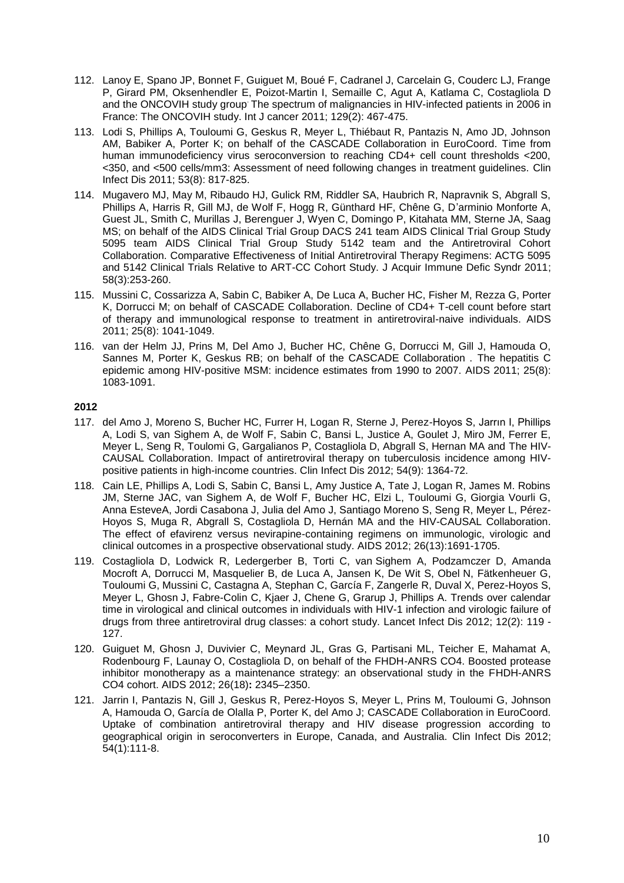112. Lanoy E, Spano JP, Bonnet F, Guiguet M, Boué F, Cadranel J, Carcelain G, Couderc LJ, Frange P, Girard PM, Oksenhendler E, Poizot-Martin I, Semaille C, Agut A, Katlama C, Costagliola D and the ONCOVIH study group. The spectrum of malignancies in HIV-infected patients in 2006 in France: The ONCOVIH study. Int J cancer 2011; 129(2): 467-475.

113. Lodi S, Phillips A, Touloumi G, Geskus R, Meyer L, Thiébaut R, Pantazis N, Amo JD, Johnson AM, Babiker A, Porter K; on behalf of the CASCADE Collaboration in EuroCoord. Time from human immunodeficiency virus seroconversion to reaching CD4+ cell count thresholds <200, <350, and <500 cells/mm3: Assessment of need following changes in treatment guidelines. Clin Infect Dis 2011; 53(8): 817-825.

114. Mugavero MJ, May M, Ribaudo HJ, Gulick RM, Riddler SA, Haubrich R, Napravnik S, Abgrall S, Phillips A, Harris R, Gill MJ, de Wolf F, Hogg R, Günthard HF, Chêne G, D'arminio Monforte A, Guest JL, Smith C, Murillas J, Berenguer J, Wyen C, Domingo P, Kitahata MM, Sterne JA, Saag MS; on behalf of the AIDS Clinical Trial Group DACS 241 team AIDS Clinical Trial Group Study 5095 team AIDS Clinical Trial Group Study 5142 team and the Antiretroviral Cohort Collaboration. Comparative Effectiveness of Initial Antiretroviral Therapy Regimens: ACTG 5095 and 5142 Clinical Trials Relative to ART-CC Cohort Study. J Acquir Immune Defic Syndr 2011; 58(3):253-260.

115. Mussini C, Cossarizza A, Sabin C, Babiker A, De Luca A, Bucher HC, Fisher M, Rezza G, Porter K, Dorrucci M; on behalf of CASCADE Collaboration. Decline of CD4+ T-cell count before start of therapy and immunological response to treatment in antiretroviral-naive individuals. AIDS 2011; 25(8): 1041-1049.

116. van der Helm JJ, Prins M, Del Amo J, Bucher HC, Chêne G, Dorrucci M, Gill J, Hamouda O, Sannes M, Porter K, Geskus RB; on behalf of the CASCADE Collaboration . The hepatitis C epidemic among HIV-positive MSM: incidence estimates from 1990 to 2007. AIDS 2011; 25(8): 1083-1091.

**2012**

117. del Amo J, Moreno S, Bucher HC, Furrer H, Logan R, Sterne J, Perez-Hoyos S, Jarrın I, Phillips A, Lodi S, van Sighem A, de Wolf F, Sabin C, Bansi L, Justice A, Goulet J, Miro JM, Ferrer E, Meyer L, Seng R, Toulomi G, Gargalianos P, Costagliola D, Abgrall S, Hernan MA and The HIV-CAUSAL Collaboration. Impact of antiretroviral therapy on tuberculosis incidence among HIV-positive patients in high-income countries. Clin Infect Dis 2012; 54(9): 1364-72.

118. Cain LE, Phillips A, Lodi S, Sabin C, Bansi L, Amy Justice A, Tate J, Logan R, James M. Robins JM, Sterne JAC, van Sighem A, de Wolf F, Bucher HC, Elzi L, Touloumi G, Giorgia Vourli G, Anna EsteveA, Jordi Casabona J, Julia del Amo J, Santiago Moreno S, Seng R, Meyer L, Pérez-Hoyos S, Muga R, Abgrall S, Costagliola D, Hernán MA and the HIV-CAUSAL Collaboration. The effect of efavirenz versus nevirapine-containing regimens on immunologic, virologic and clinical outcomes in a prospective observational study. AIDS 2012; 26(13):1691-1705.

119. Costagliola D, Lodwick R, Ledergerber B, Torti C, van Sighem A, Podzamczer D, Amanda Mocroft A, Dorrucci M, Masquelier B, de Luca A, Jansen K, De Wit S, Obel N, Fätkenheuer G, Touloumi G, Mussini C, Castagna A, Stephan C, García F, Zangerle R, Duval X, Perez-Hoyos S, Meyer L, Ghosn J, Fabre-Colin C, Kjaer J, Chene G, Grarup J, Phillips A. Trends over calendar time in virological and clinical outcomes in individuals with HIV-1 infection and virologic failure of drugs from three antiretroviral drug classes: a cohort study. Lancet Infect Dis 2012; 12(2): 119 - 127.

120. Guiguet M, Ghosn J, Duvivier C, Meynard JL, Gras G, Partisani ML, Teicher E, Mahamat A, Rodenbourg F, Launay O, Costagliola D, on behalf of the FHDH-ANRS CO4. Boosted protease inhibitor monotherapy as a maintenance strategy: an observational study in the FHDH-ANRS CO4 cohort. AIDS 2012; 26(18)**:** 2345–2350.

121. Jarrin I, Pantazis N, Gill J, Geskus R, Perez-Hoyos S, Meyer L, Prins M, Touloumi G, Johnson A, Hamouda O, García de Olalla P, Porter K, del Amo J; CASCADE Collaboration in EuroCoord. Uptake of combination antiretroviral therapy and HIV disease progression according to geographical origin in seroconverters in Europe, Canada, and Australia. Clin Infect Dis 2012; 54(1):111-8.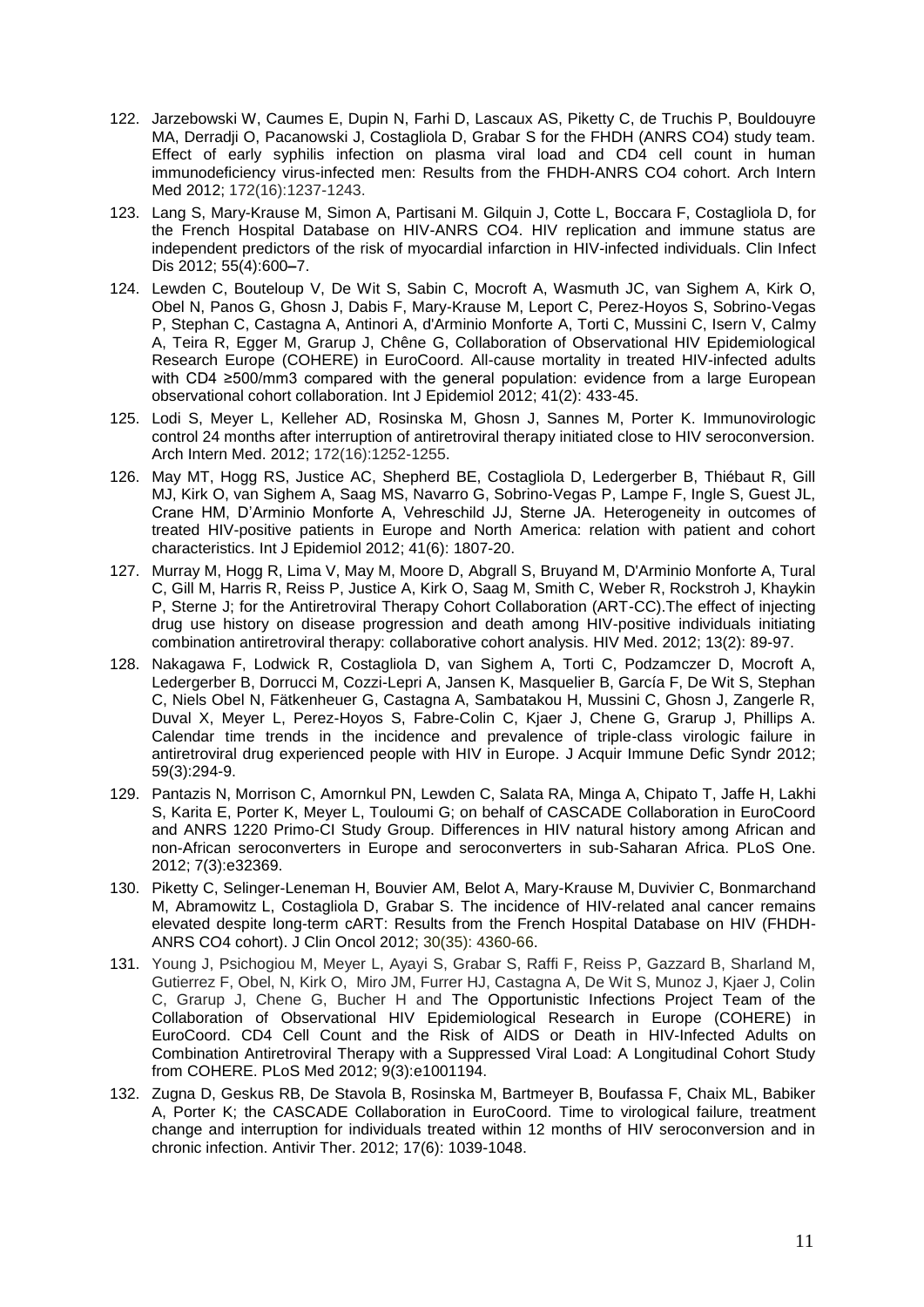122. Jarzebowski W, Caumes E, Dupin N, Farhi D, Lascaux AS, Piketty C, de Truchis P, Bouldouyre MA, Derradji O, Pacanowski J, Costagliola D, Grabar S for the FHDH (ANRS CO4) study team. Effect of early syphilis infection on plasma viral load and CD4 cell count in human immunodeficiency virus-infected men: Results from the FHDH-ANRS CO4 cohort. Arch Intern Med 2012; 172(16):1237-1243.

123. Lang S, Mary-Krause M, Simon A, Partisani M. Gilquin J, Cotte L, Boccara F, Costagliola D, for the French Hospital Database on HIV-ANRS CO4. HIV replication and immune status are independent predictors of the risk of myocardial infarction in HIV-infected individuals. Clin Infect Dis 2012; 55(4):600–7.

124. Lewden C, Bouteloup V, De Wit S, Sabin C, Mocroft A, Wasmuth JC, van Sighem A, Kirk O, Obel N, Panos G, Ghosn J, Dabis F, Mary-Krause M, Leport C, Perez-Hoyos S, Sobrino-Vegas P, Stephan C, Castagna A, Antinori A, d'Arminio Monforte A, Torti C, Mussini C, Isern V, Calmy A, Teira R, Egger M, Grarup J, Chêne G, Collaboration of Observational HIV Epidemiological Research Europe (COHERE) in EuroCoord. All-cause mortality in treated HIV-infected adults with CD4 ≥500/mm3 compared with the general population: evidence from a large European observational cohort collaboration. Int J Epidemiol 2012; 41(2): 433-45.

125. Lodi S, Meyer L, Kelleher AD, Rosinska M, Ghosn J, Sannes M, Porter K. Immunovirologic control 24 months after interruption of antiretroviral therapy initiated close to HIV seroconversion. Arch Intern Med. 2012; 172(16):1252-1255.

126. May MT, Hogg RS, Justice AC, Shepherd BE, Costagliola D, Ledergerber B, Thiébaut R, Gill MJ, Kirk O, van Sighem A, Saag MS, Navarro G, Sobrino-Vegas P, Lampe F, Ingle S, Guest JL, Crane HM, D'Arminio Monforte A, Vehreschild JJ, Sterne JA. Heterogeneity in outcomes of treated HIV-positive patients in Europe and North America: relation with patient and cohort characteristics. Int J Epidemiol 2012; 41(6): 1807-20.

127. Murray M, Hogg R, Lima V, May M, Moore D, Abgrall S, Bruyand M, D'Arminio Monforte A, Tural C, Gill M, Harris R, Reiss P, Justice A, Kirk O, Saag M, Smith C, Weber R, Rockstroh J, Khaykin P, Sterne J; for the Antiretroviral Therapy Cohort Collaboration (ART-CC).The effect of injecting drug use history on disease progression and death among HIV-positive individuals initiating combination antiretroviral therapy: collaborative cohort analysis. HIV Med. 2012; 13(2): 89-97.

128. Nakagawa F, Lodwick R, Costagliola D, van Sighem A, Torti C, Podzamczer D, Mocroft A, Ledergerber B, Dorrucci M, Cozzi-Lepri A, Jansen K, Masquelier B, García F, De Wit S, Stephan C, Niels Obel N, Fätkenheuer G, Castagna A, Sambatakou H, Mussini C, Ghosn J, Zangerle R, Duval X, Meyer L, Perez-Hoyos S, Fabre-Colin C, Kjaer J, Chene G, Grarup J, Phillips A. Calendar time trends in the incidence and prevalence of triple-class virologic failure in antiretroviral drug experienced people with HIV in Europe. J Acquir Immune Defic Syndr 2012; 59(3):294-9.

129. Pantazis N, Morrison C, Amornkul PN, Lewden C, Salata RA, Minga A, Chipato T, Jaffe H, Lakhi S, Karita E, Porter K, Meyer L, Touloumi G; on behalf of CASCADE Collaboration in EuroCoord and ANRS 1220 Primo-CI Study Group. Differences in HIV natural history among African and non-African seroconverters in Europe and seroconverters in sub-Saharan Africa. PLoS One. 2012; 7(3):e32369.

130. Piketty C, Selinger-Leneman H, Bouvier AM, Belot A, Mary-Krause M, Duvivier C, Bonmarchand M, Abramowitz L, Costagliola D, Grabar S. The incidence of HIV-related anal cancer remains elevated despite long-term cART: Results from the French Hospital Database on HIV (FHDH-ANRS CO4 cohort). J Clin Oncol 2012; 30(35): 4360-66.

131. Young J, Psichogiou M, Meyer L, Ayayi S, Grabar S, Raffi F, Reiss P, Gazzard B, Sharland M, Gutierrez F, Obel, N, Kirk O, Miro JM, Furrer HJ, Castagna A, De Wit S, Munoz J, Kjaer J, Colin C, Grarup J, Chene G, Bucher H and The Opportunistic Infections Project Team of the Collaboration of Observational HIV Epidemiological Research in Europe (COHERE) in EuroCoord. CD4 Cell Count and the Risk of AIDS or Death in HIV-Infected Adults on Combination Antiretroviral Therapy with a Suppressed Viral Load: A Longitudinal Cohort Study from COHERE. PLoS Med 2012; 9(3):e1001194.

132. Zugna D, Geskus RB, De Stavola B, Rosinska M, Bartmeyer B, Boufassa F, Chaix ML, Babiker A, Porter K; the CASCADE Collaboration in EuroCoord. Time to virological failure, treatment change and interruption for individuals treated within 12 months of HIV seroconversion and in chronic infection. Antivir Ther. 2012; 17(6): 1039-1048.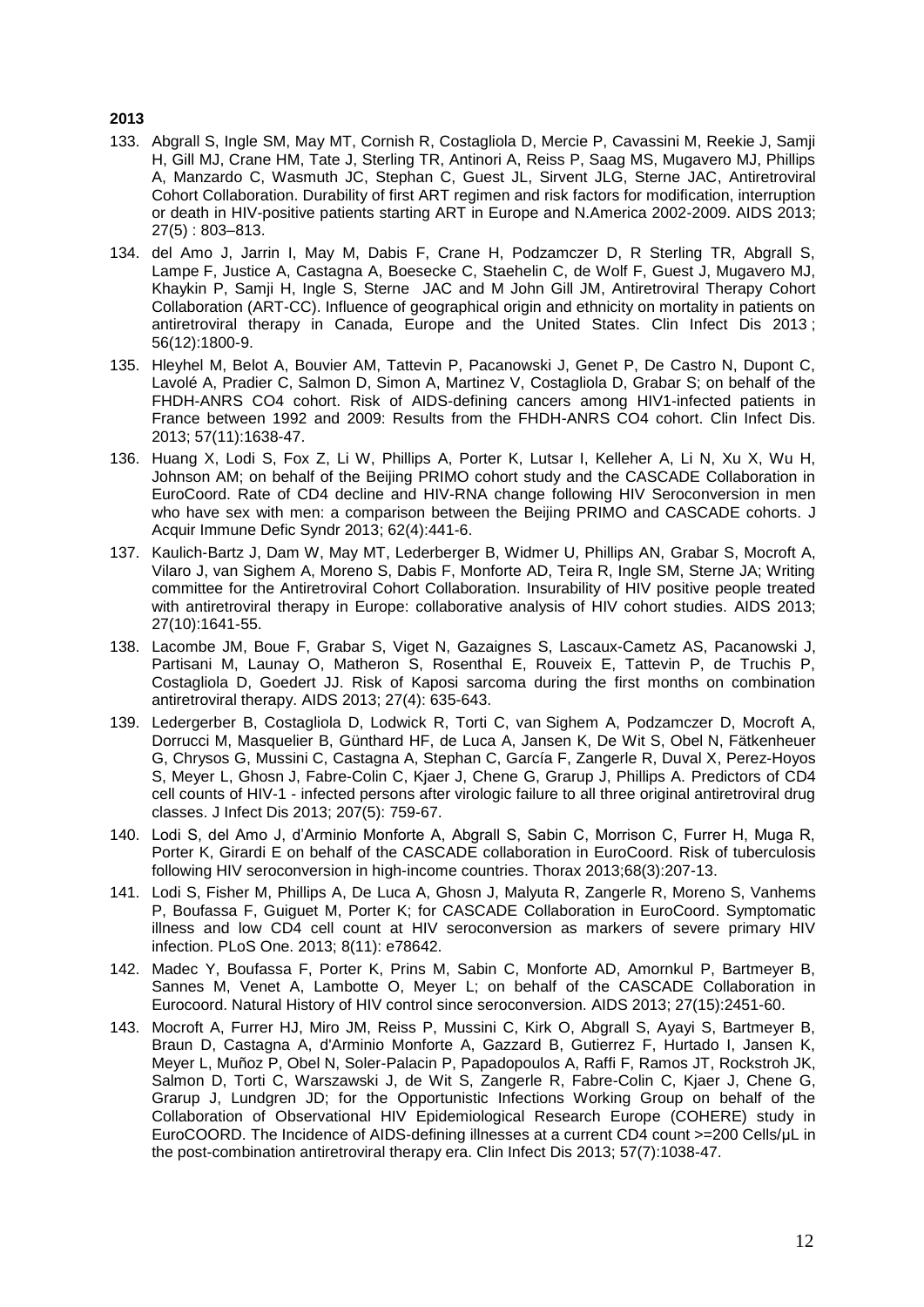**2013**

133. Abgrall S, Ingle SM, May MT, Cornish R, Costagliola D, Mercie P, Cavassini M, Reekie J, Samji H, Gill MJ, Crane HM, Tate J, Sterling TR, Antinori A, Reiss P, Saag MS, Mugavero MJ, Phillips A, Manzardo C, Wasmuth JC, Stephan C, Guest JL, Sirvent JLG, Sterne JAC, Antiretroviral Cohort Collaboration. Durability of first ART regimen and risk factors for modification, interruption or death in HIV-positive patients starting ART in Europe and N.America 2002-2009. AIDS 2013; 27(5) : 803–813.
134. del Amo J, Jarrin I, May M, Dabis F, Crane H, Podzamczer D, R Sterling TR, Abgrall S, Lampe F, Justice A, Castagna A, Boesecke C, Staehelin C, de Wolf F, Guest J, Mugavero MJ, Khaykin P, Samji H, Ingle S, Sterne JAC and M John Gill JM, Antiretroviral Therapy Cohort Collaboration (ART-CC). Influence of geographical origin and ethnicity on mortality in patients on antiretroviral therapy in Canada, Europe and the United States. Clin Infect Dis 2013 ; 56(12):1800-9.
135. Hleyhel M, Belot A, Bouvier AM, Tattevin P, Pacanowski J, Genet P, De Castro N, Dupont C, Lavolé A, Pradier C, Salmon D, Simon A, Martinez V, Costagliola D, Grabar S; on behalf of the FHDH-ANRS CO4 cohort. Risk of AIDS-defining cancers among HIV1-infected patients in France between 1992 and 2009: Results from the FHDH-ANRS CO4 cohort. Clin Infect Dis. 2013; 57(11):1638-47.
136. Huang X, Lodi S, Fox Z, Li W, Phillips A, Porter K, Lutsar I, Kelleher A, Li N, Xu X, Wu H, Johnson AM; on behalf of the Beijing PRIMO cohort study and the CASCADE Collaboration in EuroCoord. Rate of CD4 decline and HIV-RNA change following HIV Seroconversion in men who have sex with men: a comparison between the Beijing PRIMO and CASCADE cohorts. J Acquir Immune Defic Syndr 2013; 62(4):441-6.
137. Kaulich-Bartz J, Dam W, May MT, Lederberger B, Widmer U, Phillips AN, Grabar S, Mocroft A, Vilaro J, van Sighem A, Moreno S, Dabis F, Monforte AD, Teira R, Ingle SM, Sterne JA; Writing committee for the Antiretroviral Cohort Collaboration. Insurability of HIV positive people treated with antiretroviral therapy in Europe: collaborative analysis of HIV cohort studies. AIDS 2013; 27(10):1641-55.
138. Lacombe JM, Boue F, Grabar S, Viget N, Gazaignes S, Lascaux-Cametz AS, Pacanowski J, Partisani M, Launay O, Matheron S, Rosenthal E, Rouveix E, Tattevin P, de Truchis P, Costagliola D, Goedert JJ. Risk of Kaposi sarcoma during the first months on combination antiretroviral therapy. AIDS 2013; 27(4): 635-643.
139. Ledergerber B, Costagliola D, Lodwick R, Torti C, van Sighem A, Podzamczer D, Mocroft A, Dorrucci M, Masquelier B, Günthard HF, de Luca A, Jansen K, De Wit S, Obel N, Fätkenheuer G, Chrysos G, Mussini C, Castagna A, Stephan C, García F, Zangerle R, Duval X, Perez-Hoyos S, Meyer L, Ghosn J, Fabre-Colin C, Kjaer J, Chene G, Grarup J, Phillips A. Predictors of CD4 cell counts of HIV-1 - infected persons after virologic failure to all three original antiretroviral drug classes. J Infect Dis 2013; 207(5): 759-67.
140. Lodi S, del Amo J, d'Arminio Monforte A, Abgrall S, Sabin C, Morrison C, Furrer H, Muga R, Porter K, Girardi E on behalf of the CASCADE collaboration in EuroCoord. Risk of tuberculosis following HIV seroconversion in high-income countries. Thorax 2013;68(3):207-13.
141. Lodi S, Fisher M, Phillips A, De Luca A, Ghosn J, Malyuta R, Zangerle R, Moreno S, Vanhems P, Boufassa F, Guiguet M, Porter K; for CASCADE Collaboration in EuroCoord. Symptomatic illness and low CD4 cell count at HIV seroconversion as markers of severe primary HIV infection. PLoS One. 2013; 8(11): e78642.
142. Madec Y, Boufassa F, Porter K, Prins M, Sabin C, Monforte AD, Amornkul P, Bartmeyer B, Sannes M, Venet A, Lambotte O, Meyer L; on behalf of the CASCADE Collaboration in Eurocoord. Natural History of HIV control since seroconversion. AIDS 2013; 27(15):2451-60.
143. Mocroft A, Furrer HJ, Miro JM, Reiss P, Mussini C, Kirk O, Abgrall S, Ayayi S, Bartmeyer B, Braun D, Castagna A, d'Arminio Monforte A, Gazzard B, Gutierrez F, Hurtado I, Jansen K, Meyer L, Muñoz P, Obel N, Soler-Palacin P, Papadopoulos A, Raffi F, Ramos JT, Rockstroh JK, Salmon D, Torti C, Warszawski J, de Wit S, Zangerle R, Fabre-Colin C, Kjaer J, Chene G, Grarup J, Lundgren JD; for the Opportunistic Infections Working Group on behalf of the Collaboration of Observational HIV Epidemiological Research Europe (COHERE) study in EuroCOORD. The Incidence of AIDS-defining illnesses at a current CD4 count >=200 Cells/µL in the post-combination antiretroviral therapy era. Clin Infect Dis 2013; 57(7):1038-47.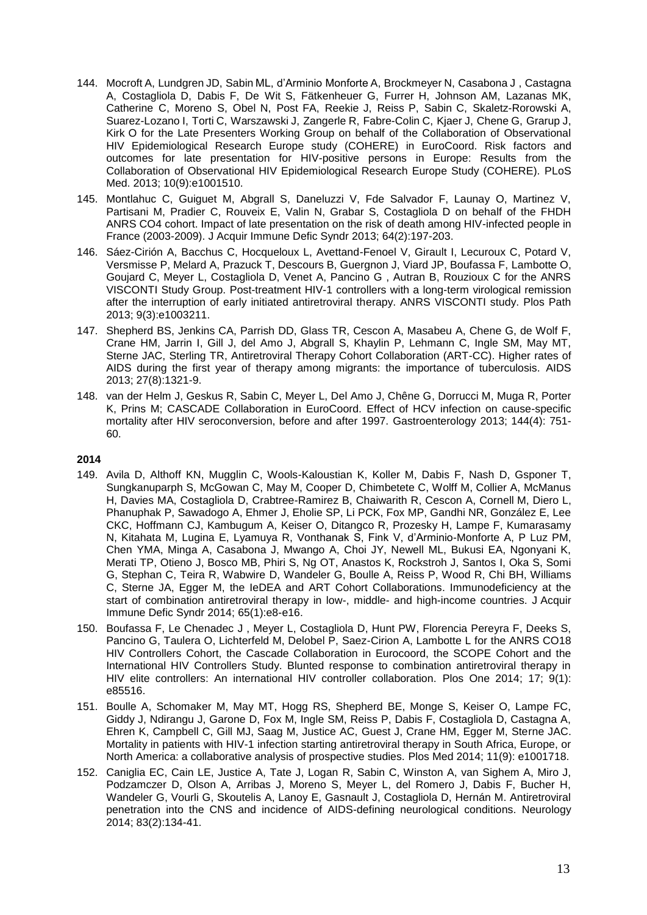144. Mocroft A, Lundgren JD, Sabin ML, d'Arminio Monforte A, Brockmeyer N, Casabona J , Castagna A, Costagliola D, Dabis F, De Wit S, Fätkenheuer G, Furrer H, Johnson AM, Lazanas MK, Catherine C, Moreno S, Obel N, Post FA, Reekie J, Reiss P, Sabin C, Skaletz-Rorowski A, Suarez-Lozano I, Torti C, Warszawski J, Zangerle R, Fabre-Colin C, Kjaer J, Chene G, Grarup J, Kirk O for the Late Presenters Working Group on behalf of the Collaboration of Observational HIV Epidemiological Research Europe study (COHERE) in EuroCoord. Risk factors and outcomes for late presentation for HIV-positive persons in Europe: Results from the Collaboration of Observational HIV Epidemiological Research Europe Study (COHERE). PLoS Med. 2013; 10(9):e1001510.
145. Montlahuc C, Guiguet M, Abgrall S, Daneluzzi V, Fde Salvador F, Launay O, Martinez V, Partisani M, Pradier C, Rouveix E, Valin N, Grabar S, Costagliola D on behalf of the FHDH ANRS CO4 cohort. Impact of late presentation on the risk of death among HIV-infected people in France (2003-2009). J Acquir Immune Defic Syndr 2013; 64(2):197-203.
146. Sáez-Cirión A, Bacchus C, Hocqueloux L, Avettand-Fenoel V, Girault I, Lecuroux C, Potard V, Versmisse P, Melard A, Prazuck T, Descours B, Guergnon J, Viard JP, Boufassa F, Lambotte O, Goujard C, Meyer L, Costagliola D, Venet A, Pancino G , Autran B, Rouzioux C for the ANRS VISCONTI Study Group. Post-treatment HIV-1 controllers with a long-term virological remission after the interruption of early initiated antiretroviral therapy. ANRS VISCONTI study. Plos Path 2013; 9(3):e1003211.
147. Shepherd BS, Jenkins CA, Parrish DD, Glass TR, Cescon A, Masabeu A, Chene G, de Wolf F, Crane HM, Jarrin I, Gill J, del Amo J, Abgrall S, Khaylin P, Lehmann C, Ingle SM, May MT, Sterne JAC, Sterling TR, Antiretroviral Therapy Cohort Collaboration (ART-CC). Higher rates of AIDS during the first year of therapy among migrants: the importance of tuberculosis. AIDS 2013; 27(8):1321-9.
148. van der Helm J, Geskus R, Sabin C, Meyer L, Del Amo J, Chêne G, Dorrucci M, Muga R, Porter K, Prins M; CASCADE Collaboration in EuroCoord. Effect of HCV infection on cause-specific mortality after HIV seroconversion, before and after 1997. Gastroenterology 2013; 144(4): 751-60.

**2014**

149. Avila D, Althoff KN, Mugglin C, Wools-Kaloustian K, Koller M, Dabis F, Nash D, Gsponer T, Sungkanuparph S, McGowan C, May M, Cooper D, Chimbetete C, Wolff M, Collier A, McManus H, Davies MA, Costagliola D, Crabtree-Ramirez B, Chaiwarith R, Cescon A, Cornell M, Diero L, Phanuphak P, Sawadogo A, Ehmer J, Eholie SP, Li PCK, Fox MP, Gandhi NR, González E, Lee CKC, Hoffmann CJ, Kambugum A, Keiser O, Ditangco R, Prozesky H, Lampe F, Kumarasamy N, Kitahata M, Lugina E, Lyamuya R, Vonthanak S, Fink V, d'Arminio-Monforte A, P Luz PM, Chen YMA, Minga A, Casabona J, Mwango A, Choi JY, Newell ML, Bukusi EA, Ngonyani K, Merati TP, Otieno J, Bosco MB, Phiri S, Ng OT, Anastos K, Rockstroh J, Santos I, Oka S, Somi G, Stephan C, Teira R, Wabwire D, Wandeler G, Boulle A, Reiss P, Wood R, Chi BH, Williams C, Sterne JA, Egger M, the IeDEA and ART Cohort Collaborations. Immunodeficiency at the start of combination antiretroviral therapy in low-, middle- and high-income countries. J Acquir Immune Defic Syndr 2014; 65(1):e8-e16.
150. Boufassa F, Le Chenadec J , Meyer L, Costagliola D, Hunt PW, Florencia Pereyra F, Deeks S, Pancino G, Taulera O, Lichterfeld M, Delobel P, Saez-Cirion A, Lambotte L for the ANRS CO18 HIV Controllers Cohort, the Cascade Collaboration in Eurocoord, the SCOPE Cohort and the International HIV Controllers Study. Blunted response to combination antiretroviral therapy in HIV elite controllers: An international HIV controller collaboration. Plos One 2014; 17; 9(1): e85516.
151. Boulle A, Schomaker M, May MT, Hogg RS, Shepherd BE, Monge S, Keiser O, Lampe FC, Giddy J, Ndirangu J, Garone D, Fox M, Ingle SM, Reiss P, Dabis F, Costagliola D, Castagna A, Ehren K, Campbell C, Gill MJ, Saag M, Justice AC, Guest J, Crane HM, Egger M, Sterne JAC. Mortality in patients with HIV-1 infection starting antiretroviral therapy in South Africa, Europe, or North America: a collaborative analysis of prospective studies. Plos Med 2014; 11(9): e1001718.
152. Caniglia EC, Cain LE, Justice A, Tate J, Logan R, Sabin C, Winston A, van Sighem A, Miro J, Podzamczer D, Olson A, Arribas J, Moreno S, Meyer L, del Romero J, Dabis F, Bucher H, Wandeler G, Vourli G, Skoutelis A, Lanoy E, Gasnault J, Costagliola D, Hernán M. Antiretroviral penetration into the CNS and incidence of AIDS-defining neurological conditions. Neurology 2014; 83(2):134-41.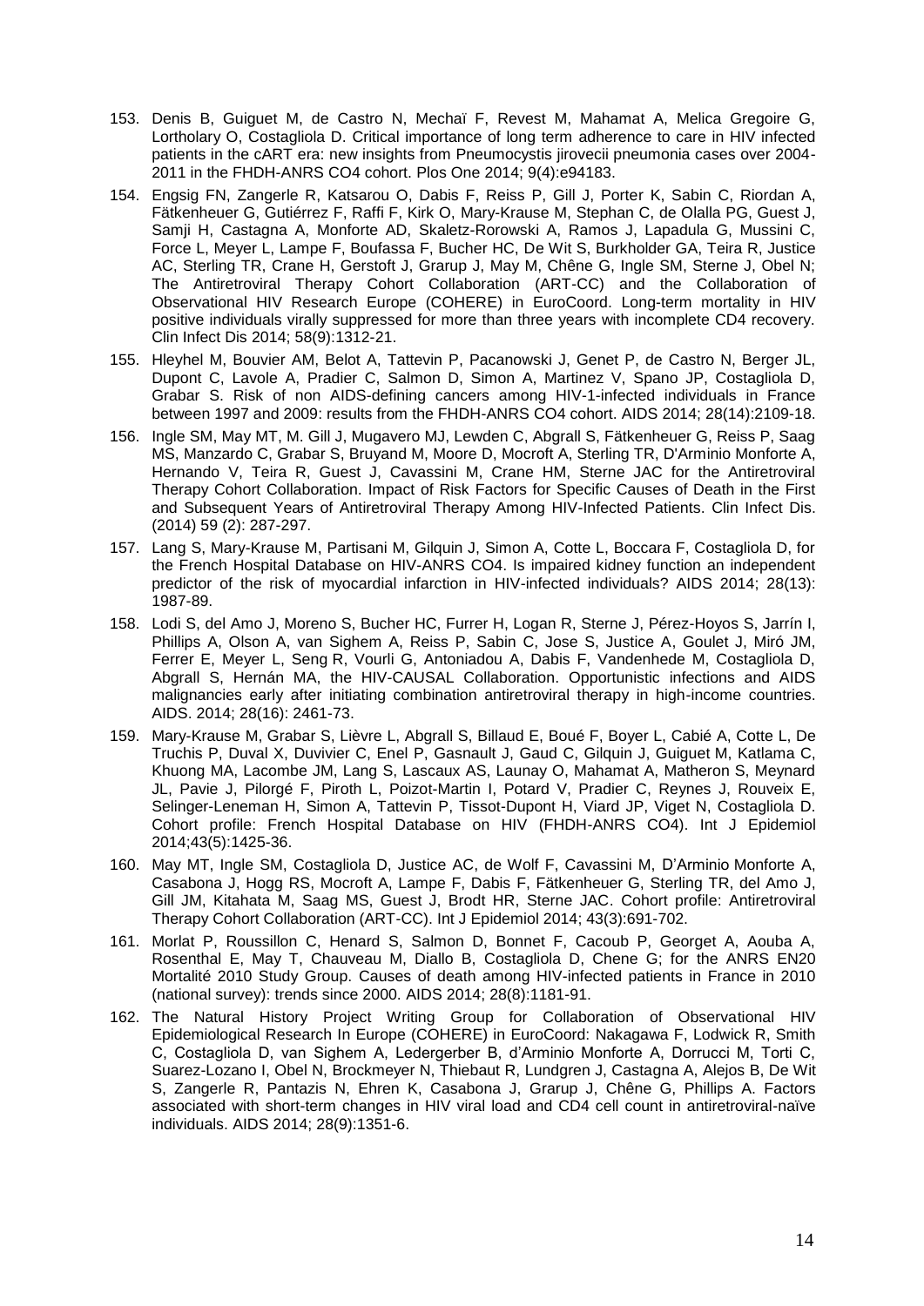153. Denis B, Guiguet M, de Castro N, Mechaï F, Revest M, Mahamat A, Melica Gregoire G, Lortholary O, Costagliola D. Critical importance of long term adherence to care in HIV infected patients in the cART era: new insights from Pneumocystis jirovecii pneumonia cases over 2004-2011 in the FHDH-ANRS CO4 cohort. Plos One 2014; 9(4):e94183.

154. Engsig FN, Zangerle R, Katsarou O, Dabis F, Reiss P, Gill J, Porter K, Sabin C, Riordan A, Fätkenheuer G, Gutiérrez F, Raffi F, Kirk O, Mary-Krause M, Stephan C, de Olalla PG, Guest J, Samji H, Castagna A, Monforte AD, Skaletz-Rorowski A, Ramos J, Lapadula G, Mussini C, Force L, Meyer L, Lampe F, Boufassa F, Bucher HC, De Wit S, Burkholder GA, Teira R, Justice AC, Sterling TR, Crane H, Gerstoft J, Grarup J, May M, Chêne G, Ingle SM, Sterne J, Obel N; The Antiretroviral Therapy Cohort Collaboration (ART-CC) and the Collaboration of Observational HIV Research Europe (COHERE) in EuroCoord. Long-term mortality in HIV positive individuals virally suppressed for more than three years with incomplete CD4 recovery. Clin Infect Dis 2014; 58(9):1312-21.

155. Hleyhel M, Bouvier AM, Belot A, Tattevin P, Pacanowski J, Genet P, de Castro N, Berger JL, Dupont C, Lavole A, Pradier C, Salmon D, Simon A, Martinez V, Spano JP, Costagliola D, Grabar S. Risk of non AIDS-defining cancers among HIV-1-infected individuals in France between 1997 and 2009: results from the FHDH-ANRS CO4 cohort. AIDS 2014; 28(14):2109-18.

156. Ingle SM, May MT, M. Gill J, Mugavero MJ, Lewden C, Abgrall S, Fätkenheuer G, Reiss P, Saag MS, Manzardo C, Grabar S, Bruyand M, Moore D, Mocroft A, Sterling TR, D'Arminio Monforte A, Hernando V, Teira R, Guest J, Cavassini M, Crane HM, Sterne JAC for the Antiretroviral Therapy Cohort Collaboration. Impact of Risk Factors for Specific Causes of Death in the First and Subsequent Years of Antiretroviral Therapy Among HIV-Infected Patients. Clin Infect Dis. (2014) 59 (2): 287-297.

157. Lang S, Mary-Krause M, Partisani M, Gilquin J, Simon A, Cotte L, Boccara F, Costagliola D, for the French Hospital Database on HIV-ANRS CO4. Is impaired kidney function an independent predictor of the risk of myocardial infarction in HIV-infected individuals? AIDS 2014; 28(13): 1987-89.

158. Lodi S, del Amo J, Moreno S, Bucher HC, Furrer H, Logan R, Sterne J, Pérez-Hoyos S, Jarrín I, Phillips A, Olson A, van Sighem A, Reiss P, Sabin C, Jose S, Justice A, Goulet J, Miró JM, Ferrer E, Meyer L, Seng R, Vourli G, Antoniadou A, Dabis F, Vandenhede M, Costagliola D, Abgrall S, Hernán MA, the HIV-CAUSAL Collaboration. Opportunistic infections and AIDS malignancies early after initiating combination antiretroviral therapy in high-income countries. AIDS. 2014; 28(16): 2461-73.

159. Mary-Krause M, Grabar S, Lièvre L, Abgrall S, Billaud E, Boué F, Boyer L, Cabié A, Cotte L, De Truchis P, Duval X, Duvivier C, Enel P, Gasnault J, Gaud C, Gilquin J, Guiguet M, Katlama C, Khuong MA, Lacombe JM, Lang S, Lascaux AS, Launay O, Mahamat A, Matheron S, Meynard JL, Pavie J, Pilorgé F, Piroth L, Poizot-Martin I, Potard V, Pradier C, Reynes J, Rouveix E, Selinger-Leneman H, Simon A, Tattevin P, Tissot-Dupont H, Viard JP, Viget N, Costagliola D. Cohort profile: French Hospital Database on HIV (FHDH-ANRS CO4). Int J Epidemiol 2014;43(5):1425-36.

160. May MT, Ingle SM, Costagliola D, Justice AC, de Wolf F, Cavassini M, D'Arminio Monforte A, Casabona J, Hogg RS, Mocroft A, Lampe F, Dabis F, Fätkenheuer G, Sterling TR, del Amo J, Gill JM, Kitahata M, Saag MS, Guest J, Brodt HR, Sterne JAC. Cohort profile: Antiretroviral Therapy Cohort Collaboration (ART-CC). Int J Epidemiol 2014; 43(3):691-702.

161. Morlat P, Roussillon C, Henard S, Salmon D, Bonnet F, Cacoub P, Georget A, Aouba A, Rosenthal E, May T, Chauveau M, Diallo B, Costagliola D, Chene G; for the ANRS EN20 Mortalité 2010 Study Group. Causes of death among HIV-infected patients in France in 2010 (national survey): trends since 2000. AIDS 2014; 28(8):1181-91.

162. The Natural History Project Writing Group for Collaboration of Observational HIV Epidemiological Research In Europe (COHERE) in EuroCoord: Nakagawa F, Lodwick R, Smith C, Costagliola D, van Sighem A, Ledergerber B, d'Arminio Monforte A, Dorrucci M, Torti C, Suarez-Lozano I, Obel N, Brockmeyer N, Thiebaut R, Lundgren J, Castagna A, Alejos B, De Wit S, Zangerle R, Pantazis N, Ehren K, Casabona J, Grarup J, Chêne G, Phillips A. Factors associated with short-term changes in HIV viral load and CD4 cell count in antiretroviral-naïve individuals. AIDS 2014; 28(9):1351-6.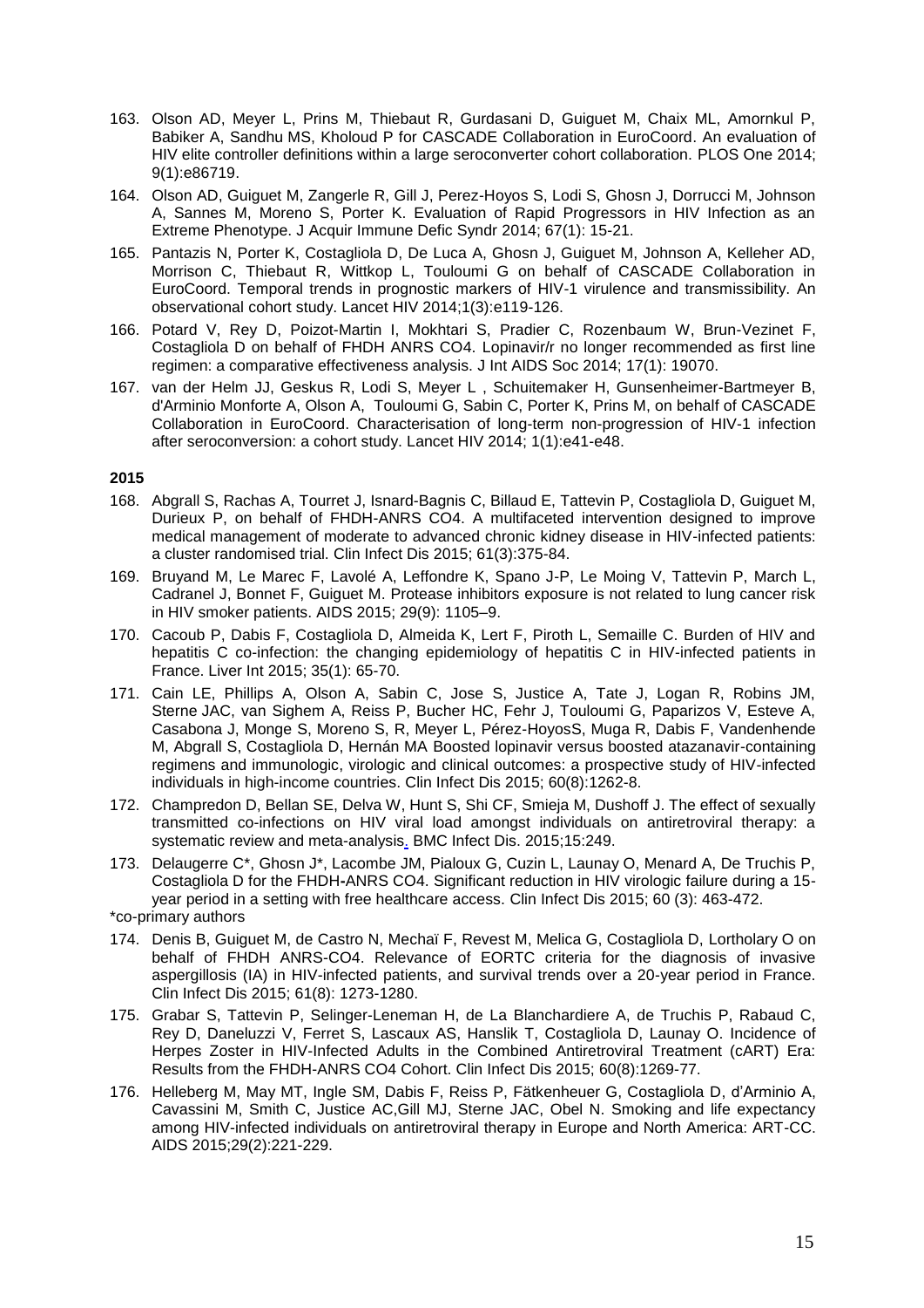163. Olson AD, Meyer L, Prins M, Thiebaut R, Gurdasani D, Guiguet M, Chaix ML, Amornkul P, Babiker A, Sandhu MS, Kholoud P for CASCADE Collaboration in EuroCoord. An evaluation of HIV elite controller definitions within a large seroconverter cohort collaboration. PLOS One 2014; 9(1):e86719.
164. Olson AD, Guiguet M, Zangerle R, Gill J, Perez-Hoyos S, Lodi S, Ghosn J, Dorrucci M, Johnson A, Sannes M, Moreno S, Porter K. Evaluation of Rapid Progressors in HIV Infection as an Extreme Phenotype. J Acquir Immune Defic Syndr 2014; 67(1): 15-21.
165. Pantazis N, Porter K, Costagliola D, De Luca A, Ghosn J, Guiguet M, Johnson A, Kelleher AD, Morrison C, Thiebaut R, Wittkop L, Touloumi G on behalf of CASCADE Collaboration in EuroCoord. Temporal trends in prognostic markers of HIV-1 virulence and transmissibility. An observational cohort study. Lancet HIV 2014;1(3):e119-126.
166. Potard V, Rey D, Poizot-Martin I, Mokhtari S, Pradier C, Rozenbaum W, Brun-Vezinet F, Costagliola D on behalf of FHDH ANRS CO4. Lopinavir/r no longer recommended as first line regimen: a comparative effectiveness analysis. J Int AIDS Soc 2014; 17(1): 19070.
167. van der Helm JJ, Geskus R, Lodi S, Meyer L , Schuitemaker H, Gunsenheimer-Bartmeyer B, d'Arminio Monforte A, Olson A, Touloumi G, Sabin C, Porter K, Prins M, on behalf of CASCADE Collaboration in EuroCoord. Characterisation of long-term non-progression of HIV-1 infection after seroconversion: a cohort study. Lancet HIV 2014; 1(1):e41-e48.

**2015**

168. Abgrall S, Rachas A, Tourret J, Isnard-Bagnis C, Billaud E, Tattevin P, Costagliola D, Guiguet M, Durieux P, on behalf of FHDH-ANRS CO4. A multifaceted intervention designed to improve medical management of moderate to advanced chronic kidney disease in HIV-infected patients: a cluster randomised trial. Clin Infect Dis 2015; 61(3):375-84.
169. Bruyand M, Le Marec F, Lavolé A, Leffondre K, Spano J-P, Le Moing V, Tattevin P, March L, Cadranel J, Bonnet F, Guiguet M. Protease inhibitors exposure is not related to lung cancer risk in HIV smoker patients. AIDS 2015; 29(9): 1105–9.
170. Cacoub P, Dabis F, Costagliola D, Almeida K, Lert F, Piroth L, Semaille C. Burden of HIV and hepatitis C co-infection: the changing epidemiology of hepatitis C in HIV-infected patients in France. Liver Int 2015; 35(1): 65-70.
171. Cain LE, Phillips A, Olson A, Sabin C, Jose S, Justice A, Tate J, Logan R, Robins JM, Sterne JAC, van Sighem A, Reiss P, Bucher HC, Fehr J, Touloumi G, Paparizos V, Esteve A, Casabona J, Monge S, Moreno S, R, Meyer L, Pérez-HoyosS, Muga R, Dabis F, Vandenhende M, Abgrall S, Costagliola D, Hernán MA Boosted lopinavir versus boosted atazanavir-containing regimens and immunologic, virologic and clinical outcomes: a prospective study of HIV-infected individuals in high-income countries. Clin Infect Dis 2015; 60(8):1262-8.
172. Champredon D, Bellan SE, Delva W, Hunt S, Shi CF, Smieja M, Dushoff J. The effect of sexually transmitted co-infections on HIV viral load amongst individuals on antiretroviral therapy: a systematic review and meta-analysis. BMC Infect Dis. 2015;15:249.
173. Delaugerre C*, Ghosn J*, Lacombe JM, Pialoux G, Cuzin L, Launay O, Menard A, De Truchis P, Costagliola D for the FHDH-ANRS CO4. Significant reduction in HIV virologic failure during a 15-year period in a setting with free healthcare access. Clin Infect Dis 2015; 60 (3): 463-472.

\*co-primary authors

174. Denis B, Guiguet M, de Castro N, Mechaï F, Revest M, Melica G, Costagliola D, Lortholary O on behalf of FHDH ANRS-CO4. Relevance of EORTC criteria for the diagnosis of invasive aspergillosis (IA) in HIV-infected patients, and survival trends over a 20-year period in France. Clin Infect Dis 2015; 61(8): 1273-1280.
175. Grabar S, Tattevin P, Selinger-Leneman H, de La Blanchardiere A, de Truchis P, Rabaud C, Rey D, Daneluzzi V, Ferret S, Lascaux AS, Hanslik T, Costagliola D, Launay O. Incidence of Herpes Zoster in HIV-Infected Adults in the Combined Antiretroviral Treatment (cART) Era: Results from the FHDH-ANRS CO4 Cohort. Clin Infect Dis 2015; 60(8):1269-77.
176. Helleberg M, May MT, Ingle SM, Dabis F, Reiss P, Fätkenheuer G, Costagliola D, d'Arminio A, Cavassini M, Smith C, Justice AC,Gill MJ, Sterne JAC, Obel N. Smoking and life expectancy among HIV-infected individuals on antiretroviral therapy in Europe and North America: ART-CC. AIDS 2015;29(2):221-229.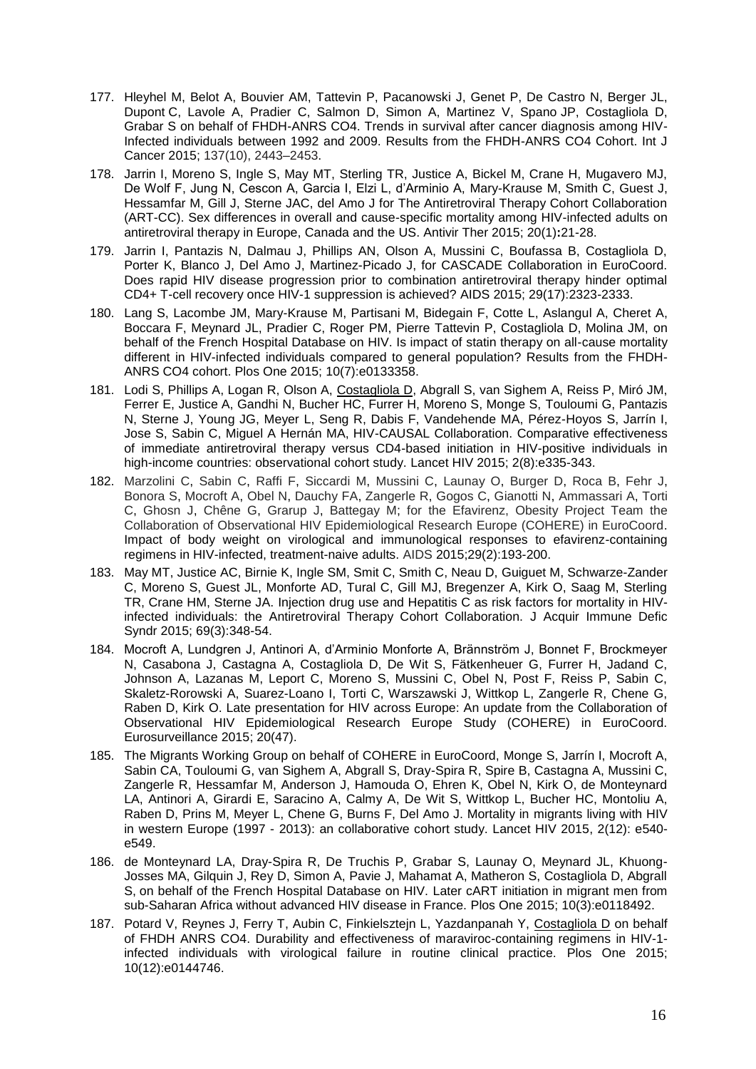177. Hleyhel M, Belot A, Bouvier AM, Tattevin P, Pacanowski J, Genet P, De Castro N, Berger JL, Dupont C, Lavole A, Pradier C, Salmon D, Simon A, Martinez V, Spano JP, Costagliola D, Grabar S on behalf of FHDH-ANRS CO4. Trends in survival after cancer diagnosis among HIV-Infected individuals between 1992 and 2009. Results from the FHDH-ANRS CO4 Cohort. Int J Cancer 2015; 137(10), 2443–2453.

178. Jarrin I, Moreno S, Ingle S, May MT, Sterling TR, Justice A, Bickel M, Crane H, Mugavero MJ, De Wolf F, Jung N, Cescon A, Garcia I, Elzi L, d'Arminio A, Mary-Krause M, Smith C, Guest J, Hessamfar M, Gill J, Sterne JAC, del Amo J for The Antiretroviral Therapy Cohort Collaboration (ART-CC). Sex differences in overall and cause-specific mortality among HIV-infected adults on antiretroviral therapy in Europe, Canada and the US. Antivir Ther 2015; 20(1)**:**21-28.

179. Jarrin I, Pantazis N, Dalmau J, Phillips AN, Olson A, Mussini C, Boufassa B, Costagliola D, Porter K, Blanco J, Del Amo J, Martinez-Picado J, for CASCADE Collaboration in EuroCoord. Does rapid HIV disease progression prior to combination antiretroviral therapy hinder optimal CD4+ T-cell recovery once HIV-1 suppression is achieved? AIDS 2015; 29(17):2323-2333.

180. Lang S, Lacombe JM, Mary-Krause M, Partisani M, Bidegain F, Cotte L, Aslangul A, Cheret A, Boccara F, Meynard JL, Pradier C, Roger PM, Pierre Tattevin P, Costagliola D, Molina JM, on behalf of the French Hospital Database on HIV. Is impact of statin therapy on all-cause mortality different in HIV-infected individuals compared to general population? Results from the FHDH-ANRS CO4 cohort. Plos One 2015; 10(7):e0133358.

181. Lodi S, Phillips A, Logan R, Olson A, Costagliola D, Abgrall S, van Sighem A, Reiss P, Miró JM, Ferrer E, Justice A, Gandhi N, Bucher HC, Furrer H, Moreno S, Monge S, Touloumi G, Pantazis N, Sterne J, Young JG, Meyer L, Seng R, Dabis F, Vandehende MA, Pérez-Hoyos S, Jarrín I, Jose S, Sabin C, Miguel A Hernán MA, HIV-CAUSAL Collaboration. Comparative effectiveness of immediate antiretroviral therapy versus CD4-based initiation in HIV-positive individuals in high-income countries: observational cohort study. Lancet HIV 2015; 2(8):e335-343.

182. Marzolini C, Sabin C, Raffi F, Siccardi M, Mussini C, Launay O, Burger D, Roca B, Fehr J, Bonora S, Mocroft A, Obel N, Dauchy FA, Zangerle R, Gogos C, Gianotti N, Ammassari A, Torti C, Ghosn J, Chêne G, Grarup J, Battegay M; for the Efavirenz, Obesity Project Team the Collaboration of Observational HIV Epidemiological Research Europe (COHERE) in EuroCoord. Impact of body weight on virological and immunological responses to efavirenz-containing regimens in HIV-infected, treatment-naive adults. AIDS 2015;29(2):193-200.

183. May MT, Justice AC, Birnie K, Ingle SM, Smit C, Smith C, Neau D, Guiguet M, Schwarze-Zander C, Moreno S, Guest JL, Monforte AD, Tural C, Gill MJ, Bregenzer A, Kirk O, Saag M, Sterling TR, Crane HM, Sterne JA. Injection drug use and Hepatitis C as risk factors for mortality in HIV-infected individuals: the Antiretroviral Therapy Cohort Collaboration. J Acquir Immune Defic Syndr 2015; 69(3):348-54.

184. Mocroft A, Lundgren J, Antinori A, d'Arminio Monforte A, Brännström J, Bonnet F, Brockmeyer N, Casabona J, Castagna A, Costagliola D, De Wit S, Fätkenheuer G, Furrer H, Jadand C, Johnson A, Lazanas M, Leport C, Moreno S, Mussini C, Obel N, Post F, Reiss P, Sabin C, Skaletz-Rorowski A, Suarez-Loano I, Torti C, Warszawski J, Wittkop L, Zangerle R, Chene G, Raben D, Kirk O. Late presentation for HIV across Europe: An update from the Collaboration of Observational HIV Epidemiological Research Europe Study (COHERE) in EuroCoord. Eurosurveillance 2015; 20(47).

185. The Migrants Working Group on behalf of COHERE in EuroCoord, Monge S, Jarrín I, Mocroft A, Sabin CA, Touloumi G, van Sighem A, Abgrall S, Dray-Spira R, Spire B, Castagna A, Mussini C, Zangerle R, Hessamfar M, Anderson J, Hamouda O, Ehren K, Obel N, Kirk O, de Monteynard LA, Antinori A, Girardi E, Saracino A, Calmy A, De Wit S, Wittkop L, Bucher HC, Montoliu A, Raben D, Prins M, Meyer L, Chene G, Burns F, Del Amo J. Mortality in migrants living with HIV in western Europe (1997 - 2013): an collaborative cohort study. Lancet HIV 2015, 2(12): e540-e549.

186. de Monteynard LA, Dray-Spira R, De Truchis P, Grabar S, Launay O, Meynard JL, Khuong-Josses MA, Gilquin J, Rey D, Simon A, Pavie J, Mahamat A, Matheron S, Costagliola D, Abgrall S, on behalf of the French Hospital Database on HIV. Later cART initiation in migrant men from sub-Saharan Africa without advanced HIV disease in France. Plos One 2015; 10(3):e0118492.

187. Potard V, Reynes J, Ferry T, Aubin C, Finkielsztejn L, Yazdanpanah Y, Costagliola D on behalf of FHDH ANRS CO4. Durability and effectiveness of maraviroc-containing regimens in HIV-1-infected individuals with virological failure in routine clinical practice. Plos One 2015; 10(12):e0144746.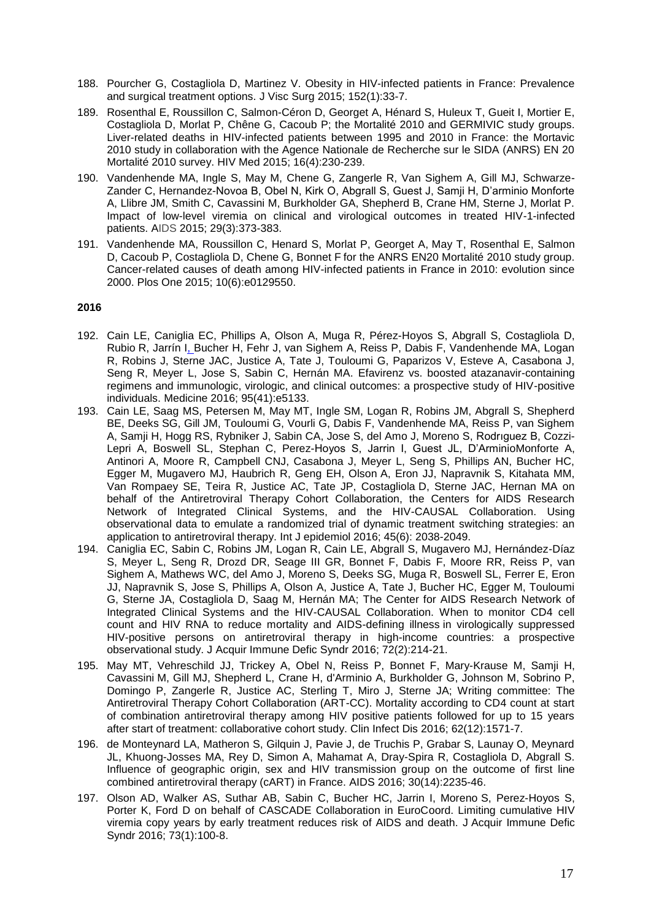188. Pourcher G, Costagliola D, Martinez V. Obesity in HIV-infected patients in France: Prevalence and surgical treatment options. J Visc Surg 2015; 152(1):33-7.
189. Rosenthal E, Roussillon C, Salmon-Céron D, Georget A, Hénard S, Huleux T, Gueit I, Mortier E, Costagliola D, Morlat P, Chêne G, Cacoub P; the Mortalité 2010 and GERMIVIC study groups. Liver-related deaths in HIV-infected patients between 1995 and 2010 in France: the Mortavic 2010 study in collaboration with the Agence Nationale de Recherche sur le SIDA (ANRS) EN 20 Mortalité 2010 survey. HIV Med 2015; 16(4):230-239.
190. Vandenhende MA, Ingle S, May M, Chene G, Zangerle R, Van Sighem A, Gill MJ, Schwarze-Zander C, Hernandez-Novoa B, Obel N, Kirk O, Abgrall S, Guest J, Samji H, D'arminio Monforte A, Llibre JM, Smith C, Cavassini M, Burkholder GA, Shepherd B, Crane HM, Sterne J, Morlat P. Impact of low-level viremia on clinical and virological outcomes in treated HIV-1-infected patients. AIDS 2015; 29(3):373-383.
191. Vandenhende MA, Roussillon C, Henard S, Morlat P, Georget A, May T, Rosenthal E, Salmon D, Cacoub P, Costagliola D, Chene G, Bonnet F for the ANRS EN20 Mortalité 2010 study group. Cancer-related causes of death among HIV-infected patients in France in 2010: evolution since 2000. Plos One 2015; 10(6):e0129550.

**2016**

192. Cain LE, Caniglia EC, Phillips A, Olson A, Muga R, Pérez-Hoyos S, Abgrall S, Costagliola D, Rubio R, Jarrín I, Bucher H, Fehr J, van Sighem A, Reiss P, Dabis F, Vandenhende MA, Logan R, Robins J, Sterne JAC, Justice A, Tate J, Touloumi G, Paparizos V, Esteve A, Casabona J, Seng R, Meyer L, Jose S, Sabin C, Hernán MA. Efavirenz vs. boosted atazanavir-containing regimens and immunologic, virologic, and clinical outcomes: a prospective study of HIV-positive individuals. Medicine 2016; 95(41):e5133.
193. Cain LE, Saag MS, Petersen M, May MT, Ingle SM, Logan R, Robins JM, Abgrall S, Shepherd BE, Deeks SG, Gill JM, Touloumi G, Vourli G, Dabis F, Vandenhende MA, Reiss P, van Sighem A, Samji H, Hogg RS, Rybniker J, Sabin CA, Jose S, del Amo J, Moreno S, Rodrıguez B, Cozzi-Lepri A, Boswell SL, Stephan C, Perez-Hoyos S, Jarrin I, Guest JL, D'ArminioMonforte A, Antinori A, Moore R, Campbell CNJ, Casabona J, Meyer L, Seng S, Phillips AN, Bucher HC, Egger M, Mugavero MJ, Haubrich R, Geng EH, Olson A, Eron JJ, Napravnik S, Kitahata MM, Van Rompaey SE, Teira R, Justice AC, Tate JP, Costagliola D, Sterne JAC, Hernan MA on behalf of the Antiretroviral Therapy Cohort Collaboration, the Centers for AIDS Research Network of Integrated Clinical Systems, and the HIV-CAUSAL Collaboration. Using observational data to emulate a randomized trial of dynamic treatment switching strategies: an application to antiretroviral therapy. Int J epidemiol 2016; 45(6): 2038-2049.
194. Caniglia EC, Sabin C, Robins JM, Logan R, Cain LE, Abgrall S, Mugavero MJ, Hernández-Díaz S, Meyer L, Seng R, Drozd DR, Seage III GR, Bonnet F, Dabis F, Moore RR, Reiss P, van Sighem A, Mathews WC, del Amo J, Moreno S, Deeks SG, Muga R, Boswell SL, Ferrer E, Eron JJ, Napravnik S, Jose S, Phillips A, Olson A, Justice A, Tate J, Bucher HC, Egger M, Touloumi G, Sterne JA, Costagliola D, Saag M, Hernán MA; The Center for AIDS Research Network of Integrated Clinical Systems and the HIV-CAUSAL Collaboration. When to monitor CD4 cell count and HIV RNA to reduce mortality and AIDS-defining illness in virologically suppressed HIV-positive persons on antiretroviral therapy in high-income countries: a prospective observational study. J Acquir Immune Defic Syndr 2016; 72(2):214-21.
195. May MT, Vehreschild JJ, Trickey A, Obel N, Reiss P, Bonnet F, Mary-Krause M, Samji H, Cavassini M, Gill MJ, Shepherd L, Crane H, d'Arminio A, Burkholder G, Johnson M, Sobrino P, Domingo P, Zangerle R, Justice AC, Sterling T, Miro J, Sterne JA; Writing committee: The Antiretroviral Therapy Cohort Collaboration (ART-CC). Mortality according to CD4 count at start of combination antiretroviral therapy among HIV positive patients followed for up to 15 years after start of treatment: collaborative cohort study. Clin Infect Dis 2016; 62(12):1571-7.
196. de Monteynard LA, Matheron S, Gilquin J, Pavie J, de Truchis P, Grabar S, Launay O, Meynard JL, Khuong-Josses MA, Rey D, Simon A, Mahamat A, Dray-Spira R, Costagliola D, Abgrall S. Influence of geographic origin, sex and HIV transmission group on the outcome of first line combined antiretroviral therapy (cART) in France. AIDS 2016; 30(14):2235-46.
197. Olson AD, Walker AS, Suthar AB, Sabin C, Bucher HC, Jarrin I, Moreno S, Perez-Hoyos S, Porter K, Ford D on behalf of CASCADE Collaboration in EuroCoord. Limiting cumulative HIV viremia copy years by early treatment reduces risk of AIDS and death. J Acquir Immune Defic Syndr 2016; 73(1):100-8.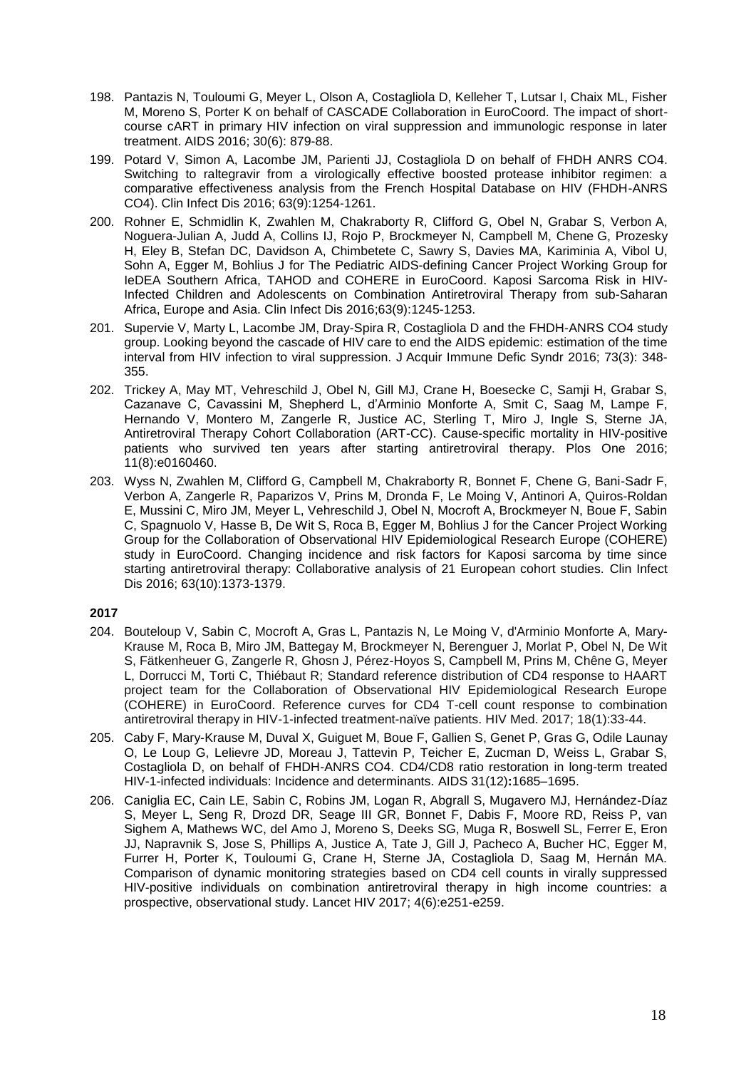198. Pantazis N, Touloumi G, Meyer L, Olson A, Costagliola D, Kelleher T, Lutsar I, Chaix ML, Fisher M, Moreno S, Porter K on behalf of CASCADE Collaboration in EuroCoord. The impact of short-course cART in primary HIV infection on viral suppression and immunologic response in later treatment. AIDS 2016; 30(6): 879-88.

199. Potard V, Simon A, Lacombe JM, Parienti JJ, Costagliola D on behalf of FHDH ANRS CO4. Switching to raltegravir from a virologically effective boosted protease inhibitor regimen: a comparative effectiveness analysis from the French Hospital Database on HIV (FHDH-ANRS CO4). Clin Infect Dis 2016; 63(9):1254-1261.

200. Rohner E, Schmidlin K, Zwahlen M, Chakraborty R, Clifford G, Obel N, Grabar S, Verbon A, Noguera-Julian A, Judd A, Collins IJ, Rojo P, Brockmeyer N, Campbell M, Chene G, Prozesky H, Eley B, Stefan DC, Davidson A, Chimbetete C, Sawry S, Davies MA, Kariminia A, Vibol U, Sohn A, Egger M, Bohlius J for The Pediatric AIDS-defining Cancer Project Working Group for IeDEA Southern Africa, TAHOD and COHERE in EuroCoord. Kaposi Sarcoma Risk in HIV-Infected Children and Adolescents on Combination Antiretroviral Therapy from sub-Saharan Africa, Europe and Asia. Clin Infect Dis 2016;63(9):1245-1253.

201. Supervie V, Marty L, Lacombe JM, Dray-Spira R, Costagliola D and the FHDH-ANRS CO4 study group. Looking beyond the cascade of HIV care to end the AIDS epidemic: estimation of the time interval from HIV infection to viral suppression. J Acquir Immune Defic Syndr 2016; 73(3): 348-355.

202. Trickey A, May MT, Vehreschild J, Obel N, Gill MJ, Crane H, Boesecke C, Samji H, Grabar S, Cazanave C, Cavassini M, Shepherd L, d'Arminio Monforte A, Smit C, Saag M, Lampe F, Hernando V, Montero M, Zangerle R, Justice AC, Sterling T, Miro J, Ingle S, Sterne JA, Antiretroviral Therapy Cohort Collaboration (ART-CC). Cause-specific mortality in HIV-positive patients who survived ten years after starting antiretroviral therapy. Plos One 2016; 11(8):e0160460.

203. Wyss N, Zwahlen M, Clifford G, Campbell M, Chakraborty R, Bonnet F, Chene G, Bani-Sadr F, Verbon A, Zangerle R, Paparizos V, Prins M, Dronda F, Le Moing V, Antinori A, Quiros-Roldan E, Mussini C, Miro JM, Meyer L, Vehreschild J, Obel N, Mocroft A, Brockmeyer N, Boue F, Sabin C, Spagnuolo V, Hasse B, De Wit S, Roca B, Egger M, Bohlius J for the Cancer Project Working Group for the Collaboration of Observational HIV Epidemiological Research Europe (COHERE) study in EuroCoord. Changing incidence and risk factors for Kaposi sarcoma by time since starting antiretroviral therapy: Collaborative analysis of 21 European cohort studies. Clin Infect Dis 2016; 63(10):1373-1379.

**2017**

204. Bouteloup V, Sabin C, Mocroft A, Gras L, Pantazis N, Le Moing V, d'Arminio Monforte A, Mary-Krause M, Roca B, Miro JM, Battegay M, Brockmeyer N, Berenguer J, Morlat P, Obel N, De Wit S, Fätkenheuer G, Zangerle R, Ghosn J, Pérez-Hoyos S, Campbell M, Prins M, Chêne G, Meyer L, Dorrucci M, Torti C, Thiébaut R; Standard reference distribution of CD4 response to HAART project team for the Collaboration of Observational HIV Epidemiological Research Europe (COHERE) in EuroCoord. Reference curves for CD4 T-cell count response to combination antiretroviral therapy in HIV-1-infected treatment-naïve patients. HIV Med. 2017; 18(1):33-44.

205. Caby F, Mary-Krause M, Duval X, Guiguet M, Boue F, Gallien S, Genet P, Gras G, Odile Launay O, Le Loup G, Lelievre JD, Moreau J, Tattevin P, Teicher E, Zucman D, Weiss L, Grabar S, Costagliola D, on behalf of FHDH-ANRS CO4. CD4/CD8 ratio restoration in long-term treated HIV-1-infected individuals: Incidence and determinants. AIDS 31(12)**:**1685–1695.

206. Caniglia EC, Cain LE, Sabin C, Robins JM, Logan R, Abgrall S, Mugavero MJ, Hernández-Díaz S, Meyer L, Seng R, Drozd DR, Seage III GR, Bonnet F, Dabis F, Moore RD, Reiss P, van Sighem A, Mathews WC, del Amo J, Moreno S, Deeks SG, Muga R, Boswell SL, Ferrer E, Eron JJ, Napravnik S, Jose S, Phillips A, Justice A, Tate J, Gill J, Pacheco A, Bucher HC, Egger M, Furrer H, Porter K, Touloumi G, Crane H, Sterne JA, Costagliola D, Saag M, Hernán MA. Comparison of dynamic monitoring strategies based on CD4 cell counts in virally suppressed HIV-positive individuals on combination antiretroviral therapy in high income countries: a prospective, observational study. Lancet HIV 2017; 4(6):e251-e259.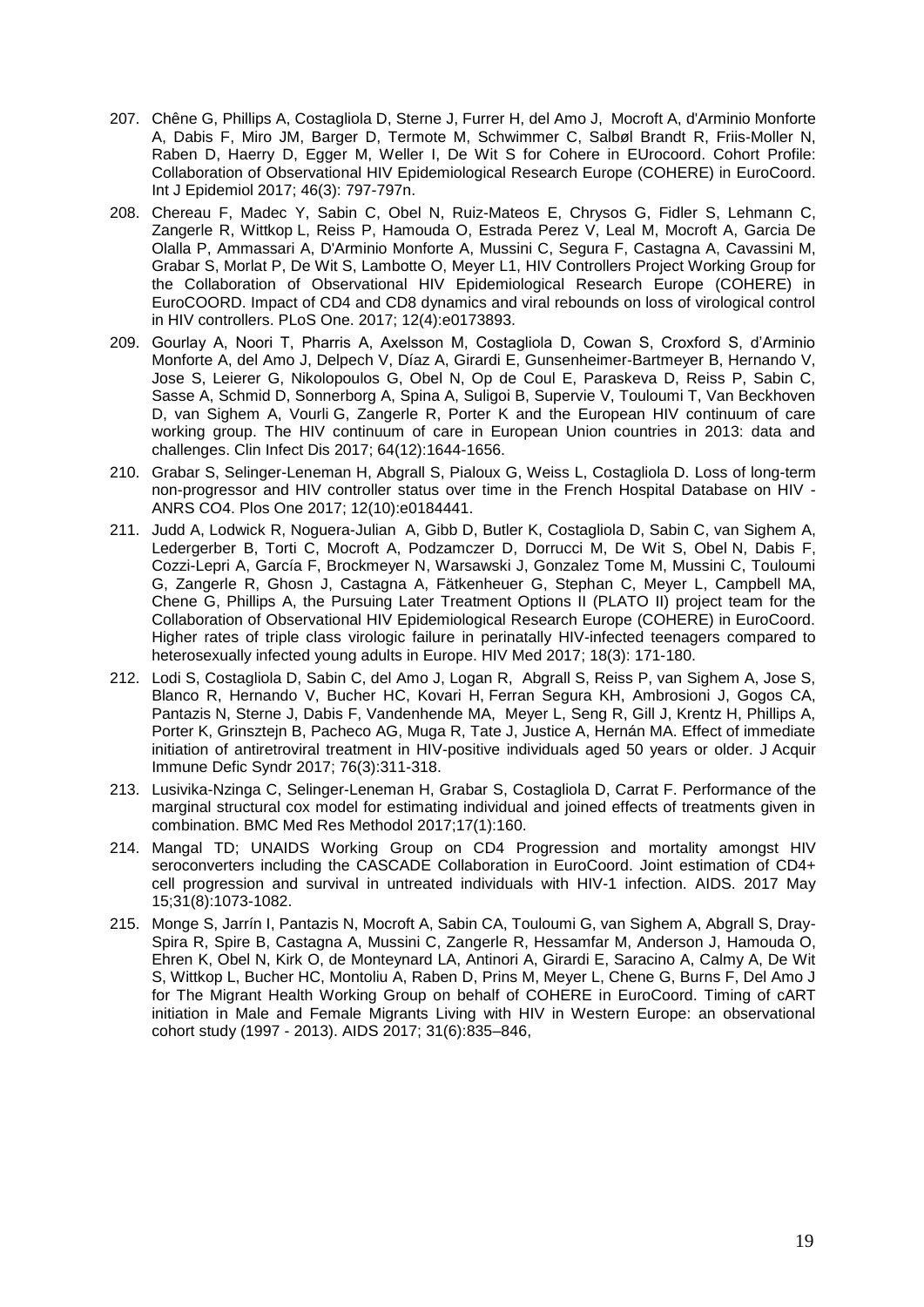207. Chêne G, Phillips A, Costagliola D, Sterne J, Furrer H, del Amo J, Mocroft A, d'Arminio Monforte A, Dabis F, Miro JM, Barger D, Termote M, Schwimmer C, Salbøl Brandt R, Friis-Moller N, Raben D, Haerry D, Egger M, Weller I, De Wit S for Cohere in EUrocoord. Cohort Profile: Collaboration of Observational HIV Epidemiological Research Europe (COHERE) in EuroCoord. Int J Epidemiol 2017; 46(3): 797-797n.

208. Chereau F, Madec Y, Sabin C, Obel N, Ruiz-Mateos E, Chrysos G, Fidler S, Lehmann C, Zangerle R, Wittkop L, Reiss P, Hamouda O, Estrada Perez V, Leal M, Mocroft A, Garcia De Olalla P, Ammassari A, D'Arminio Monforte A, Mussini C, Segura F, Castagna A, Cavassini M, Grabar S, Morlat P, De Wit S, Lambotte O, Meyer L1, HIV Controllers Project Working Group for the Collaboration of Observational HIV Epidemiological Research Europe (COHERE) in EuroCOORD. Impact of CD4 and CD8 dynamics and viral rebounds on loss of virological control in HIV controllers. PLoS One. 2017; 12(4):e0173893.

209. Gourlay A, Noori T, Pharris A, Axelsson M, Costagliola D, Cowan S, Croxford S, d'Arminio Monforte A, del Amo J, Delpech V, Díaz A, Girardi E, Gunsenheimer-Bartmeyer B, Hernando V, Jose S, Leierer G, Nikolopoulos G, Obel N, Op de Coul E, Paraskeva D, Reiss P, Sabin C, Sasse A, Schmid D, Sonnerborg A, Spina A, Suligoi B, Supervie V, Touloumi T, Van Beckhoven D, van Sighem A, Vourli G, Zangerle R, Porter K and the European HIV continuum of care working group. The HIV continuum of care in European Union countries in 2013: data and challenges. Clin Infect Dis 2017; 64(12):1644-1656.

210. Grabar S, Selinger-Leneman H, Abgrall S, Pialoux G, Weiss L, Costagliola D. Loss of long-term non-progressor and HIV controller status over time in the French Hospital Database on HIV - ANRS CO4. Plos One 2017; 12(10):e0184441.

211. Judd A, Lodwick R, Noguera-Julian A, Gibb D, Butler K, Costagliola D, Sabin C, van Sighem A, Ledergerber B, Torti C, Mocroft A, Podzamczer D, Dorrucci M, De Wit S, Obel N, Dabis F, Cozzi-Lepri A, García F, Brockmeyer N, Warsawski J, Gonzalez Tome M, Mussini C, Touloumi G, Zangerle R, Ghosn J, Castagna A, Fätkenheuer G, Stephan C, Meyer L, Campbell MA, Chene G, Phillips A, the Pursuing Later Treatment Options II (PLATO II) project team for the Collaboration of Observational HIV Epidemiological Research Europe (COHERE) in EuroCoord. Higher rates of triple class virologic failure in perinatally HIV-infected teenagers compared to heterosexually infected young adults in Europe. HIV Med 2017; 18(3): 171-180.

212. Lodi S, Costagliola D, Sabin C, del Amo J, Logan R, Abgrall S, Reiss P, van Sighem A, Jose S, Blanco R, Hernando V, Bucher HC, Kovari H, Ferran Segura KH, Ambrosioni J, Gogos CA, Pantazis N, Sterne J, Dabis F, Vandenhende MA, Meyer L, Seng R, Gill J, Krentz H, Phillips A, Porter K, Grinsztejn B, Pacheco AG, Muga R, Tate J, Justice A, Hernán MA. Effect of immediate initiation of antiretroviral treatment in HIV-positive individuals aged 50 years or older. J Acquir Immune Defic Syndr 2017; 76(3):311-318.

213. Lusivika-Nzinga C, Selinger-Leneman H, Grabar S, Costagliola D, Carrat F. Performance of the marginal structural cox model for estimating individual and joined effects of treatments given in combination. BMC Med Res Methodol 2017;17(1):160.

214. Mangal TD; UNAIDS Working Group on CD4 Progression and mortality amongst HIV seroconverters including the CASCADE Collaboration in EuroCoord. Joint estimation of CD4+ cell progression and survival in untreated individuals with HIV-1 infection. AIDS. 2017 May 15;31(8):1073-1082.

215. Monge S, Jarrín I, Pantazis N, Mocroft A, Sabin CA, Touloumi G, van Sighem A, Abgrall S, Dray-Spira R, Spire B, Castagna A, Mussini C, Zangerle R, Hessamfar M, Anderson J, Hamouda O, Ehren K, Obel N, Kirk O, de Monteynard LA, Antinori A, Girardi E, Saracino A, Calmy A, De Wit S, Wittkop L, Bucher HC, Montoliu A, Raben D, Prins M, Meyer L, Chene G, Burns F, Del Amo J for The Migrant Health Working Group on behalf of COHERE in EuroCoord. Timing of cART initiation in Male and Female Migrants Living with HIV in Western Europe: an observational cohort study (1997 - 2013). AIDS 2017; 31(6):835–846,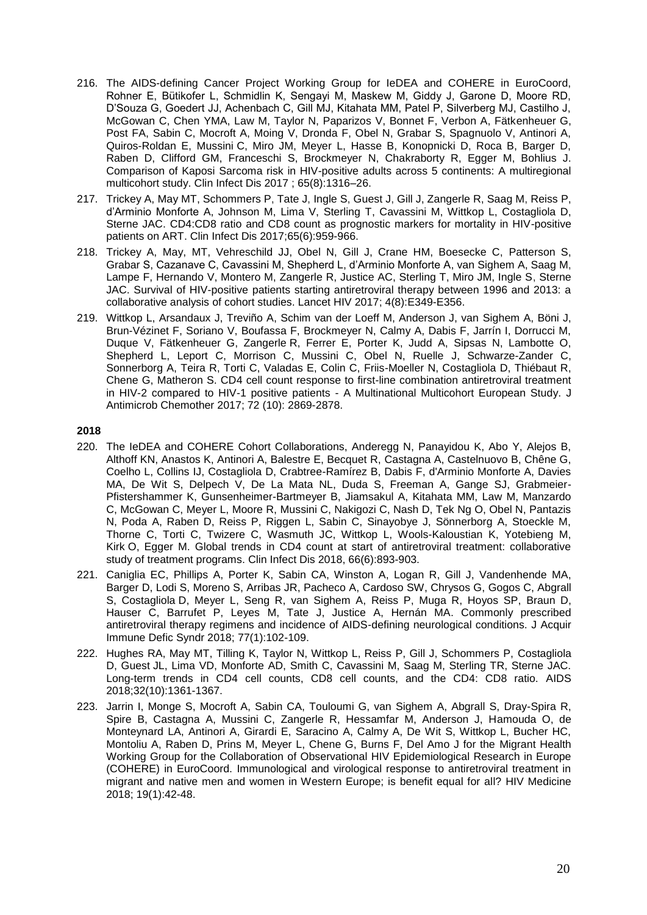216. The AIDS-defining Cancer Project Working Group for IeDEA and COHERE in EuroCoord, Rohner E, Bütikofer L, Schmidlin K, Sengayi M, Maskew M, Giddy J, Garone D, Moore RD, D'Souza G, Goedert JJ, Achenbach C, Gill MJ, Kitahata MM, Patel P, Silverberg MJ, Castilho J, McGowan C, Chen YMA, Law M, Taylor N, Paparizos V, Bonnet F, Verbon A, Fätkenheuer G, Post FA, Sabin C, Mocroft A, Moing V, Dronda F, Obel N, Grabar S, Spagnuolo V, Antinori A, Quiros-Roldan E, Mussini C, Miro JM, Meyer L, Hasse B, Konopnicki D, Roca B, Barger D, Raben D, Clifford GM, Franceschi S, Brockmeyer N, Chakraborty R, Egger M, Bohlius J. Comparison of Kaposi Sarcoma risk in HIV-positive adults across 5 continents: A multiregional multicohort study. Clin Infect Dis 2017 ; 65(8):1316–26.
217. Trickey A, May MT, Schommers P, Tate J, Ingle S, Guest J, Gill J, Zangerle R, Saag M, Reiss P, d'Arminio Monforte A, Johnson M, Lima V, Sterling T, Cavassini M, Wittkop L, Costagliola D, Sterne JAC. CD4:CD8 ratio and CD8 count as prognostic markers for mortality in HIV-positive patients on ART. Clin Infect Dis 2017;65(6):959-966.
218. Trickey A, May, MT, Vehreschild JJ, Obel N, Gill J, Crane HM, Boesecke C, Patterson S, Grabar S, Cazanave C, Cavassini M, Shepherd L, d'Arminio Monforte A, van Sighem A, Saag M, Lampe F, Hernando V, Montero M, Zangerle R, Justice AC, Sterling T, Miro JM, Ingle S, Sterne JAC. Survival of HIV-positive patients starting antiretroviral therapy between 1996 and 2013: a collaborative analysis of cohort studies. Lancet HIV 2017; 4(8):E349-E356.
219. Wittkop L, Arsandaux J, Treviño A, Schim van der Loeff M, Anderson J, van Sighem A, Böni J, Brun-Vézinet F, Soriano V, Boufassa F, Brockmeyer N, Calmy A, Dabis F, Jarrín I, Dorrucci M, Duque V, Fätkenheuer G, Zangerle R, Ferrer E, Porter K, Judd A, Sipsas N, Lambotte O, Shepherd L, Leport C, Morrison C, Mussini C, Obel N, Ruelle J, Schwarze-Zander C, Sonnerborg A, Teira R, Torti C, Valadas E, Colin C, Friis-Moeller N, Costagliola D, Thiébaut R, Chene G, Matheron S. CD4 cell count response to first-line combination antiretroviral treatment in HIV-2 compared to HIV-1 positive patients - A Multinational Multicohort European Study. J Antimicrob Chemother 2017; 72 (10): 2869-2878.

**2018**

220. The IeDEA and COHERE Cohort Collaborations, Anderegg N, Panayidou K, Abo Y, Alejos B, Althoff KN, Anastos K, Antinori A, Balestre E, Becquet R, Castagna A, Castelnuovo B, Chêne G, Coelho L, Collins IJ, Costagliola D, Crabtree-Ramírez B, Dabis F, d'Arminio Monforte A, Davies MA, De Wit S, Delpech V, De La Mata NL, Duda S, Freeman A, Gange SJ, Grabmeier-Pfistershammer K, Gunsenheimer-Bartmeyer B, Jiamsakul A, Kitahata MM, Law M, Manzardo C, McGowan C, Meyer L, Moore R, Mussini C, Nakigozi C, Nash D, Tek Ng O, Obel N, Pantazis N, Poda A, Raben D, Reiss P, Riggen L, Sabin C, Sinayobye J, Sönnerborg A, Stoeckle M, Thorne C, Torti C, Twizere C, Wasmuth JC, Wittkop L, Wools-Kaloustian K, Yotebieng M, Kirk O, Egger M. Global trends in CD4 count at start of antiretroviral treatment: collaborative study of treatment programs. Clin Infect Dis 2018, 66(6):893-903.
221. Caniglia EC, Phillips A, Porter K, Sabin CA, Winston A, Logan R, Gill J, Vandenhende MA, Barger D, Lodi S, Moreno S, Arribas JR, Pacheco A, Cardoso SW, Chrysos G, Gogos C, Abgrall S, Costagliola D, Meyer L, Seng R, van Sighem A, Reiss P, Muga R, Hoyos SP, Braun D, Hauser C, Barrufet P, Leyes M, Tate J, Justice A, Hernán MA. Commonly prescribed antiretroviral therapy regimens and incidence of AIDS-defining neurological conditions. J Acquir Immune Defic Syndr 2018; 77(1):102-109.
222. Hughes RA, May MT, Tilling K, Taylor N, Wittkop L, Reiss P, Gill J, Schommers P, Costagliola D, Guest JL, Lima VD, Monforte AD, Smith C, Cavassini M, Saag M, Sterling TR, Sterne JAC. Long-term trends in CD4 cell counts, CD8 cell counts, and the CD4: CD8 ratio. AIDS 2018;32(10):1361-1367.
223. Jarrin I, Monge S, Mocroft A, Sabin CA, Touloumi G, van Sighem A, Abgrall S, Dray-Spira R, Spire B, Castagna A, Mussini C, Zangerle R, Hessamfar M, Anderson J, Hamouda O, de Monteynard LA, Antinori A, Girardi E, Saracino A, Calmy A, De Wit S, Wittkop L, Bucher HC, Montoliu A, Raben D, Prins M, Meyer L, Chene G, Burns F, Del Amo J for the Migrant Health Working Group for the Collaboration of Observational HIV Epidemiological Research in Europe (COHERE) in EuroCoord. Immunological and virological response to antiretroviral treatment in migrant and native men and women in Western Europe; is benefit equal for all? HIV Medicine 2018; 19(1):42-48.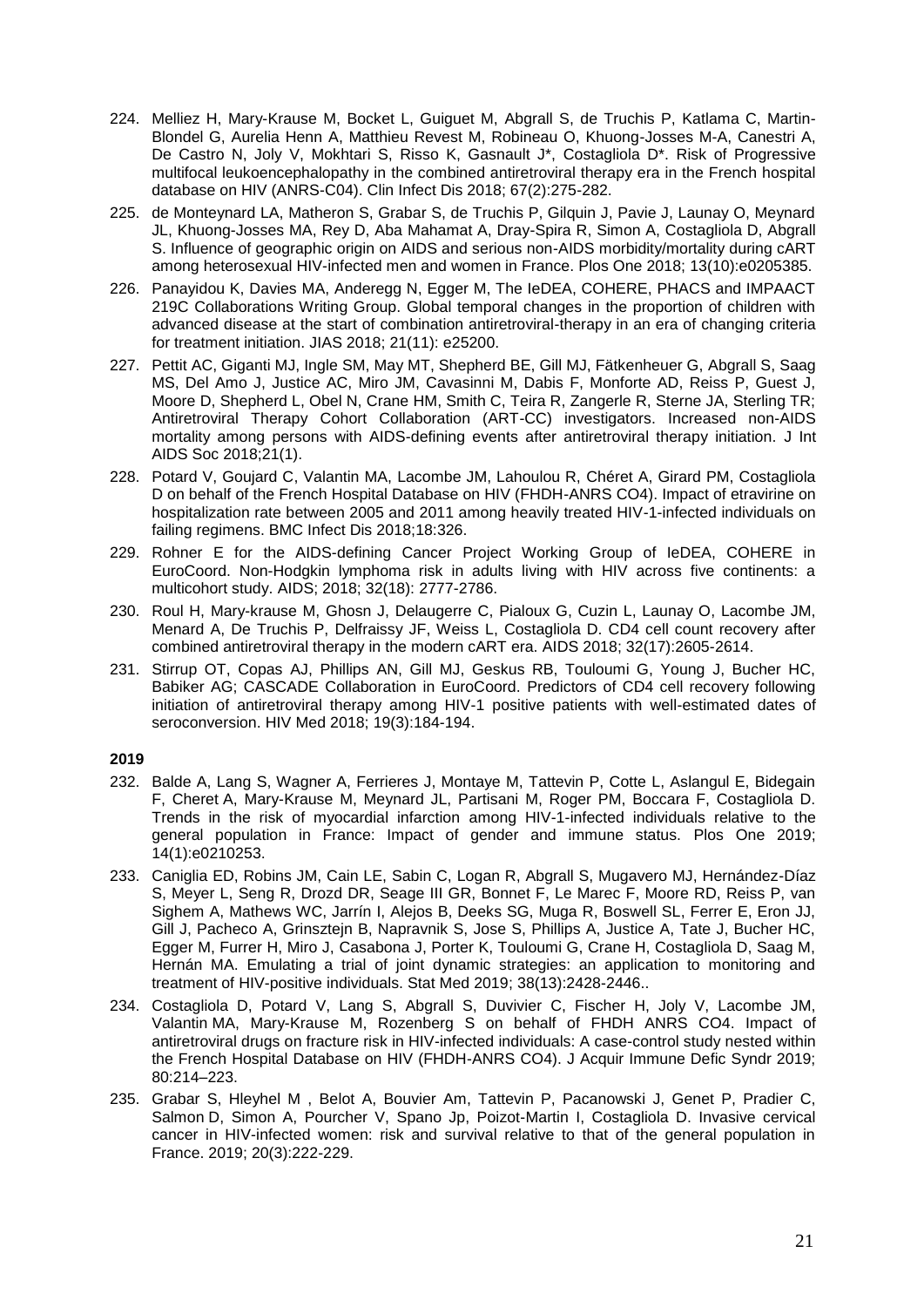224. Melliez H, Mary-Krause M, Bocket L, Guiguet M, Abgrall S, de Truchis P, Katlama C, Martin-Blondel G, Aurelia Henn A, Matthieu Revest M, Robineau O, Khuong-Josses M-A, Canestri A, De Castro N, Joly V, Mokhtari S, Risso K, Gasnault J*, Costagliola D*. Risk of Progressive multifocal leukoencephalopathy in the combined antiretroviral therapy era in the French hospital database on HIV (ANRS-C04). Clin Infect Dis 2018; 67(2):275-282.

225. de Monteynard LA, Matheron S, Grabar S, de Truchis P, Gilquin J, Pavie J, Launay O, Meynard JL, Khuong-Josses MA, Rey D, Aba Mahamat A, Dray-Spira R, Simon A, Costagliola D, Abgrall S. Influence of geographic origin on AIDS and serious non-AIDS morbidity/mortality during cART among heterosexual HIV-infected men and women in France. Plos One 2018; 13(10):e0205385.

226. Panayidou K, Davies MA, Anderegg N, Egger M, The IeDEA, COHERE, PHACS and IMPAACT 219C Collaborations Writing Group. Global temporal changes in the proportion of children with advanced disease at the start of combination antiretroviral-therapy in an era of changing criteria for treatment initiation. JIAS 2018; 21(11): e25200.

227. Pettit AC, Giganti MJ, Ingle SM, May MT, Shepherd BE, Gill MJ, Fätkenheuer G, Abgrall S, Saag MS, Del Amo J, Justice AC, Miro JM, Cavasinni M, Dabis F, Monforte AD, Reiss P, Guest J, Moore D, Shepherd L, Obel N, Crane HM, Smith C, Teira R, Zangerle R, Sterne JA, Sterling TR; Antiretroviral Therapy Cohort Collaboration (ART-CC) investigators. Increased non-AIDS mortality among persons with AIDS-defining events after antiretroviral therapy initiation. J Int AIDS Soc 2018;21(1).

228. Potard V, Goujard C, Valantin MA, Lacombe JM, Lahoulou R, Chéret A, Girard PM, Costagliola D on behalf of the French Hospital Database on HIV (FHDH-ANRS CO4). Impact of etravirine on hospitalization rate between 2005 and 2011 among heavily treated HIV-1-infected individuals on failing regimens. BMC Infect Dis 2018;18:326.

229. Rohner E for the AIDS-defining Cancer Project Working Group of IeDEA, COHERE in EuroCoord. Non-Hodgkin lymphoma risk in adults living with HIV across five continents: a multicohort study. AIDS; 2018; 32(18): 2777-2786.

230. Roul H, Mary-krause M, Ghosn J, Delaugerre C, Pialoux G, Cuzin L, Launay O, Lacombe JM, Menard A, De Truchis P, Delfraissy JF, Weiss L, Costagliola D. CD4 cell count recovery after combined antiretroviral therapy in the modern cART era. AIDS 2018; 32(17):2605-2614.

231. Stirrup OT, Copas AJ, Phillips AN, Gill MJ, Geskus RB, Touloumi G, Young J, Bucher HC, Babiker AG; CASCADE Collaboration in EuroCoord. Predictors of CD4 cell recovery following initiation of antiretroviral therapy among HIV-1 positive patients with well-estimated dates of seroconversion. HIV Med 2018; 19(3):184-194.

**2019**

232. Balde A, Lang S, Wagner A, Ferrieres J, Montaye M, Tattevin P, Cotte L, Aslangul E, Bidegain F, Cheret A, Mary-Krause M, Meynard JL, Partisani M, Roger PM, Boccara F, Costagliola D. Trends in the risk of myocardial infarction among HIV-1-infected individuals relative to the general population in France: Impact of gender and immune status. Plos One 2019; 14(1):e0210253.

233. Caniglia ED, Robins JM, Cain LE, Sabin C, Logan R, Abgrall S, Mugavero MJ, Hernández-Díaz S, Meyer L, Seng R, Drozd DR, Seage III GR, Bonnet F, Le Marec F, Moore RD, Reiss P, van Sighem A, Mathews WC, Jarrín I, Alejos B, Deeks SG, Muga R, Boswell SL, Ferrer E, Eron JJ, Gill J, Pacheco A, Grinsztejn B, Napravnik S, Jose S, Phillips A, Justice A, Tate J, Bucher HC, Egger M, Furrer H, Miro J, Casabona J, Porter K, Touloumi G, Crane H, Costagliola D, Saag M, Hernán MA. Emulating a trial of joint dynamic strategies: an application to monitoring and treatment of HIV-positive individuals. Stat Med 2019; 38(13):2428-2446..

234. Costagliola D, Potard V, Lang S, Abgrall S, Duvivier C, Fischer H, Joly V, Lacombe JM, Valantin MA, Mary-Krause M, Rozenberg S on behalf of FHDH ANRS CO4. Impact of antiretroviral drugs on fracture risk in HIV-infected individuals: A case-control study nested within the French Hospital Database on HIV (FHDH-ANRS CO4). J Acquir Immune Defic Syndr 2019; 80:214–223.

235. Grabar S, Hleyhel M , Belot A, Bouvier Am, Tattevin P, Pacanowski J, Genet P, Pradier C, Salmon D, Simon A, Pourcher V, Spano Jp, Poizot-Martin I, Costagliola D. Invasive cervical cancer in HIV-infected women: risk and survival relative to that of the general population in France. 2019; 20(3):222-229.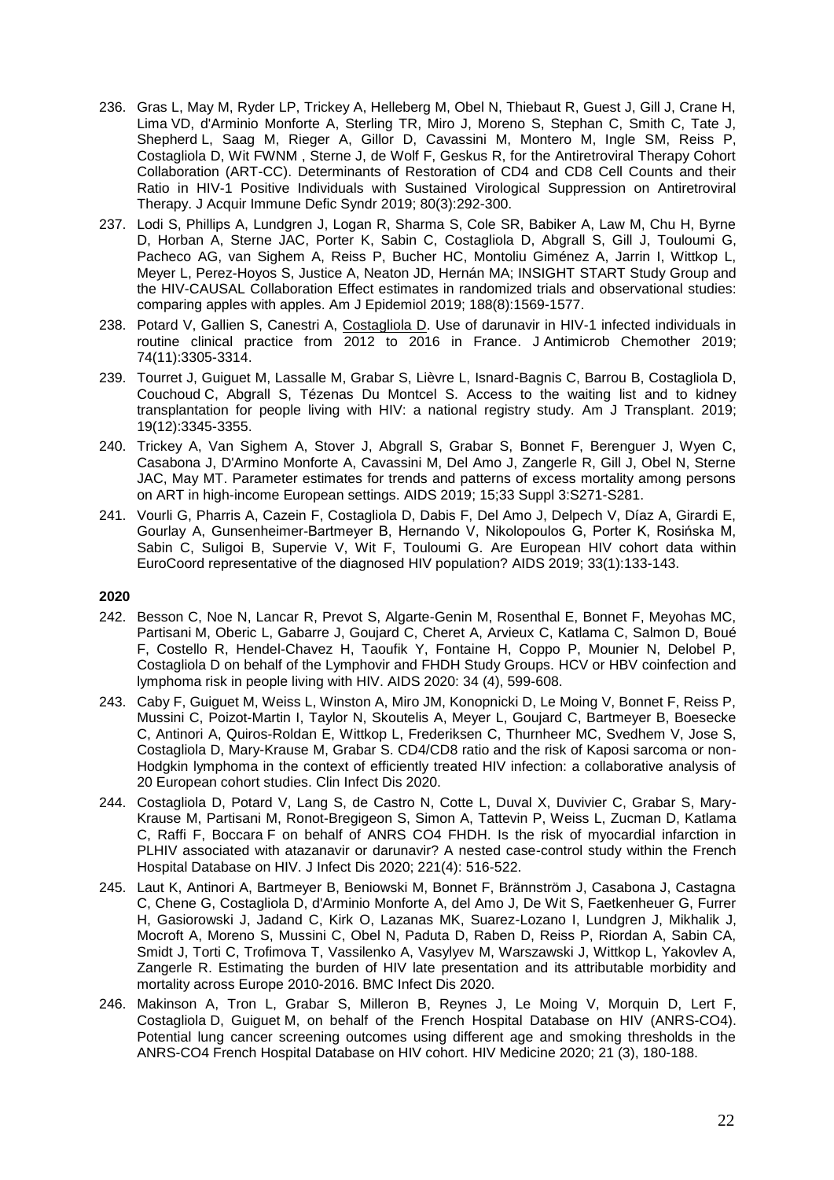236. Gras L, May M, Ryder LP, Trickey A, Helleberg M, Obel N, Thiebaut R, Guest J, Gill J, Crane H, Lima VD, d'Arminio Monforte A, Sterling TR, Miro J, Moreno S, Stephan C, Smith C, Tate J, Shepherd L, Saag M, Rieger A, Gillor D, Cavassini M, Montero M, Ingle SM, Reiss P, Costagliola D, Wit FWNM , Sterne J, de Wolf F, Geskus R, for the Antiretroviral Therapy Cohort Collaboration (ART-CC). Determinants of Restoration of CD4 and CD8 Cell Counts and their Ratio in HIV-1 Positive Individuals with Sustained Virological Suppression on Antiretroviral Therapy. J Acquir Immune Defic Syndr 2019; 80(3):292-300.
237. Lodi S, Phillips A, Lundgren J, Logan R, Sharma S, Cole SR, Babiker A, Law M, Chu H, Byrne D, Horban A, Sterne JAC, Porter K, Sabin C, Costagliola D, Abgrall S, Gill J, Touloumi G, Pacheco AG, van Sighem A, Reiss P, Bucher HC, Montoliu Giménez A, Jarrin I, Wittkop L, Meyer L, Perez-Hoyos S, Justice A, Neaton JD, Hernán MA; INSIGHT START Study Group and the HIV-CAUSAL Collaboration Effect estimates in randomized trials and observational studies: comparing apples with apples. Am J Epidemiol 2019; 188(8):1569-1577.
238. Potard V, Gallien S, Canestri A, Costagliola D. Use of darunavir in HIV-1 infected individuals in routine clinical practice from 2012 to 2016 in France. J Antimicrob Chemother 2019; 74(11):3305-3314.
239. Tourret J, Guiguet M, Lassalle M, Grabar S, Lièvre L, Isnard-Bagnis C, Barrou B, Costagliola D, Couchoud C, Abgrall S, Tézenas Du Montcel S. Access to the waiting list and to kidney transplantation for people living with HIV: a national registry study. Am J Transplant. 2019; 19(12):3345-3355.
240. Trickey A, Van Sighem A, Stover J, Abgrall S, Grabar S, Bonnet F, Berenguer J, Wyen C, Casabona J, D'Armino Monforte A, Cavassini M, Del Amo J, Zangerle R, Gill J, Obel N, Sterne JAC, May MT. Parameter estimates for trends and patterns of excess mortality among persons on ART in high-income European settings. AIDS 2019; 15;33 Suppl 3:S271-S281.
241. Vourli G, Pharris A, Cazein F, Costagliola D, Dabis F, Del Amo J, Delpech V, Díaz A, Girardi E, Gourlay A, Gunsenheimer-Bartmeyer B, Hernando V, Nikolopoulos G, Porter K, Rosińska M, Sabin C, Suligoi B, Supervie V, Wit F, Touloumi G. Are European HIV cohort data within EuroCoord representative of the diagnosed HIV population? AIDS 2019; 33(1):133-143.

**2020**

242. Besson C, Noe N, Lancar R, Prevot S, Algarte-Genin M, Rosenthal E, Bonnet F, Meyohas MC, Partisani M, Oberic L, Gabarre J, Goujard C, Cheret A, Arvieux C, Katlama C, Salmon D, Boué F, Costello R, Hendel-Chavez H, Taoufik Y, Fontaine H, Coppo P, Mounier N, Delobel P, Costagliola D on behalf of the Lymphovir and FHDH Study Groups. HCV or HBV coinfection and lymphoma risk in people living with HIV. AIDS 2020: 34 (4), 599-608.
243. Caby F, Guiguet M, Weiss L, Winston A, Miro JM, Konopnicki D, Le Moing V, Bonnet F, Reiss P, Mussini C, Poizot-Martin I, Taylor N, Skoutelis A, Meyer L, Goujard C, Bartmeyer B, Boesecke C, Antinori A, Quiros-Roldan E, Wittkop L, Frederiksen C, Thurnheer MC, Svedhem V, Jose S, Costagliola D, Mary-Krause M, Grabar S. CD4/CD8 ratio and the risk of Kaposi sarcoma or non-Hodgkin lymphoma in the context of efficiently treated HIV infection: a collaborative analysis of 20 European cohort studies. Clin Infect Dis 2020.
244. Costagliola D, Potard V, Lang S, de Castro N, Cotte L, Duval X, Duvivier C, Grabar S, Mary-Krause M, Partisani M, Ronot-Bregigeon S, Simon A, Tattevin P, Weiss L, Zucman D, Katlama C, Raffi F, Boccara F on behalf of ANRS CO4 FHDH. Is the risk of myocardial infarction in PLHIV associated with atazanavir or darunavir? A nested case-control study within the French Hospital Database on HIV. J Infect Dis 2020; 221(4): 516-522.
245. Laut K, Antinori A, Bartmeyer B, Beniowski M, Bonnet F, Brännström J, Casabona J, Castagna C, Chene G, Costagliola D, d'Arminio Monforte A, del Amo J, De Wit S, Faetkenheuer G, Furrer H, Gasiorowski J, Jadand C, Kirk O, Lazanas MK, Suarez-Lozano I, Lundgren J, Mikhalik J, Mocroft A, Moreno S, Mussini C, Obel N, Paduta D, Raben D, Reiss P, Riordan A, Sabin CA, Smidt J, Torti C, Trofimova T, Vassilenko A, Vasylyev M, Warszawski J, Wittkop L, Yakovlev A, Zangerle R. Estimating the burden of HIV late presentation and its attributable morbidity and mortality across Europe 2010-2016. BMC Infect Dis 2020.
246. Makinson A, Tron L, Grabar S, Milleron B, Reynes J, Le Moing V, Morquin D, Lert F, Costagliola D, Guiguet M, on behalf of the French Hospital Database on HIV (ANRS-CO4). Potential lung cancer screening outcomes using different age and smoking thresholds in the ANRS-CO4 French Hospital Database on HIV cohort. HIV Medicine 2020; 21 (3), 180-188.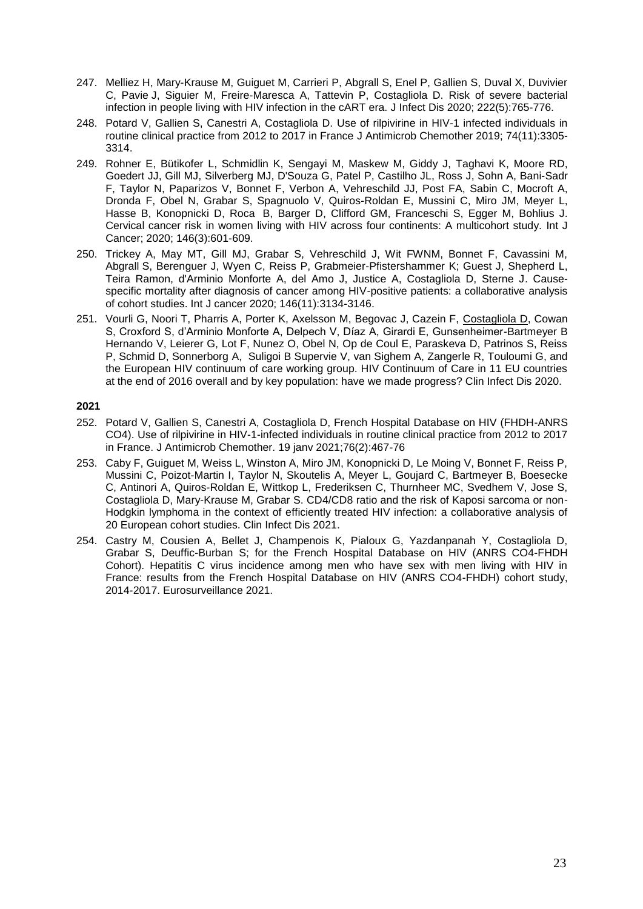247. Melliez H, Mary-Krause M, Guiguet M, Carrieri P, Abgrall S, Enel P, Gallien S, Duval X, Duvivier C, Pavie J, Siguier M, Freire-Maresca A, Tattevin P, Costagliola D. Risk of severe bacterial infection in people living with HIV infection in the cART era. J Infect Dis 2020; 222(5):765-776.

248. Potard V, Gallien S, Canestri A, Costagliola D. Use of rilpivirine in HIV-1 infected individuals in routine clinical practice from 2012 to 2017 in France J Antimicrob Chemother 2019; 74(11):3305-3314.

249. Rohner E, Bütikofer L, Schmidlin K, Sengayi M, Maskew M, Giddy J, Taghavi K, Moore RD, Goedert JJ, Gill MJ, Silverberg MJ, D'Souza G, Patel P, Castilho JL, Ross J, Sohn A, Bani-Sadr F, Taylor N, Paparizos V, Bonnet F, Verbon A, Vehreschild JJ, Post FA, Sabin C, Mocroft A, Dronda F, Obel N, Grabar S, Spagnuolo V, Quiros-Roldan E, Mussini C, Miro JM, Meyer L, Hasse B, Konopnicki D, Roca B, Barger D, Clifford GM, Franceschi S, Egger M, Bohlius J. Cervical cancer risk in women living with HIV across four continents: A multicohort study. Int J Cancer; 2020; 146(3):601-609.

250. Trickey A, May MT, Gill MJ, Grabar S, Vehreschild J, Wit FWNM, Bonnet F, Cavassini M, Abgrall S, Berenguer J, Wyen C, Reiss P, Grabmeier-Pfistershammer K; Guest J, Shepherd L, Teira Ramon, d'Arminio Monforte A, del Amo J, Justice A, Costagliola D, Sterne J. Cause-specific mortality after diagnosis of cancer among HIV-positive patients: a collaborative analysis of cohort studies. Int J cancer 2020; 146(11):3134-3146.

251. Vourli G, Noori T, Pharris A, Porter K, Axelsson M, Begovac J, Cazein F, Costagliola D, Cowan S, Croxford S, d'Arminio Monforte A, Delpech V, Díaz A, Girardi E, Gunsenheimer-Bartmeyer B Hernando V, Leierer G, Lot F, Nunez O, Obel N, Op de Coul E, Paraskeva D, Patrinos S, Reiss P, Schmid D, Sonnerborg A, Suligoi B Supervie V, van Sighem A, Zangerle R, Touloumi G, and the European HIV continuum of care working group. HIV Continuum of Care in 11 EU countries at the end of 2016 overall and by key population: have we made progress? Clin Infect Dis 2020.

**2021**

252. Potard V, Gallien S, Canestri A, Costagliola D, French Hospital Database on HIV (FHDH-ANRS CO4). Use of rilpivirine in HIV-1-infected individuals in routine clinical practice from 2012 to 2017 in France. J Antimicrob Chemother. 19 janv 2021;76(2):467-76

253. Caby F, Guiguet M, Weiss L, Winston A, Miro JM, Konopnicki D, Le Moing V, Bonnet F, Reiss P, Mussini C, Poizot-Martin I, Taylor N, Skoutelis A, Meyer L, Goujard C, Bartmeyer B, Boesecke C, Antinori A, Quiros-Roldan E, Wittkop L, Frederiksen C, Thurnheer MC, Svedhem V, Jose S, Costagliola D, Mary-Krause M, Grabar S. CD4/CD8 ratio and the risk of Kaposi sarcoma or non-Hodgkin lymphoma in the context of efficiently treated HIV infection: a collaborative analysis of 20 European cohort studies. Clin Infect Dis 2021.

254. Castry M, Cousien A, Bellet J, Champenois K, Pialoux G, Yazdanpanah Y, Costagliola D, Grabar S, Deuffic-Burban S; for the French Hospital Database on HIV (ANRS CO4-FHDH Cohort). Hepatitis C virus incidence among men who have sex with men living with HIV in France: results from the French Hospital Database on HIV (ANRS CO4-FHDH) cohort study, 2014-2017. Eurosurveillance 2021.